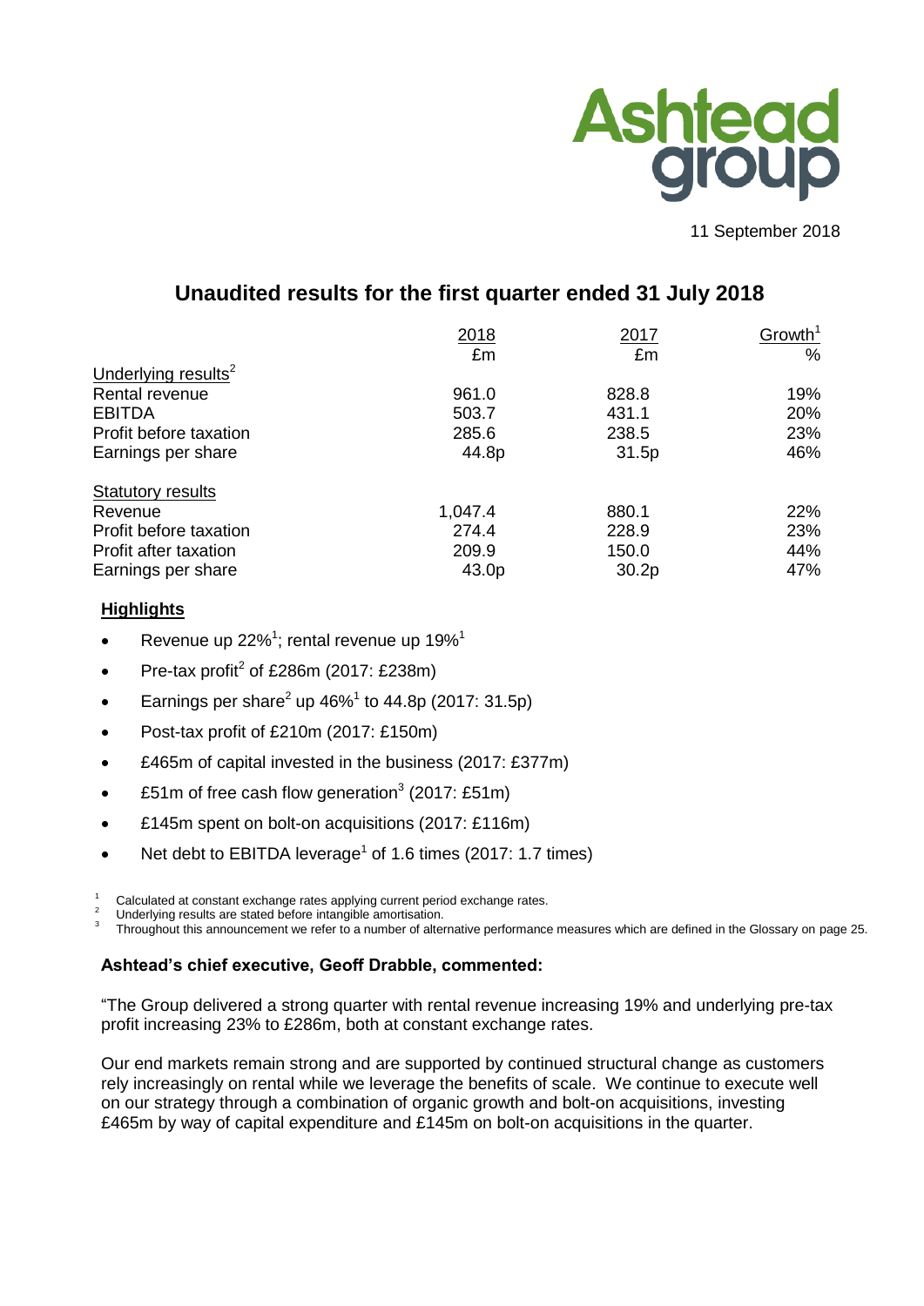Ashtead group

11 September 2018

# Unaudited results for the first quarter ended 31 July 2018

| | 2018 | 2017 | Growth[1] |
|---|---|---|---|
| | £m | £m | % |
| Underlying results[2] | | | |
| Rental revenue | 961.0 | 828.8 | 19% |
| EBITDA | 503.7 | 431.1 | 20% |
| Profit before taxation | 285.6 | 238.5 | 23% |
| Earnings per share | 44.8p | 31.5p | 46% |
| Statutory results | | | |
| Revenue | 1,047.4 | 880.1 | 22% |
| Profit before taxation | 274.4 | 228.9 | 23% |
| Profit after taxation | 209.9 | 150.0 | 44% |
| Earnings per share | 43.0p | 30.2p | 47% |

## Highlights

- Revenue up 22%[1]; rental revenue up 19%[1]
- Pre-tax profit[2] of £286m (2017: £238m)
- Earnings per share[2] up 46%[1] to 44.8p (2017: 31.5p)
- Post-tax profit of £210m (2017: £150m)
- £465m of capital invested in the business (2017: £377m)
- £51m of free cash flow generation[3] (2017: £51m)
- £145m spent on bolt-on acquisitions (2017: £116m)
- Net debt to EBITDA leverage[1] of 1.6 times (2017: 1.7 times)

[1] Calculated at constant exchange rates applying current period exchange rates.
[2] Underlying results are stated before intangible amortisation.
[3] Throughout this announcement we refer to a number of alternative performance measures which are defined in the Glossary on page 25.

**Ashtead's chief executive, Geoff Drabble, commented:**

"The Group delivered a strong quarter with rental revenue increasing 19% and underlying pre-tax profit increasing 23% to £286m, both at constant exchange rates.

Our end markets remain strong and are supported by continued structural change as customers rely increasingly on rental while we leverage the benefits of scale. We continue to execute well on our strategy through a combination of organic growth and bolt-on acquisitions, investing £465m by way of capital expenditure and £145m on bolt-on acquisitions in the quarter.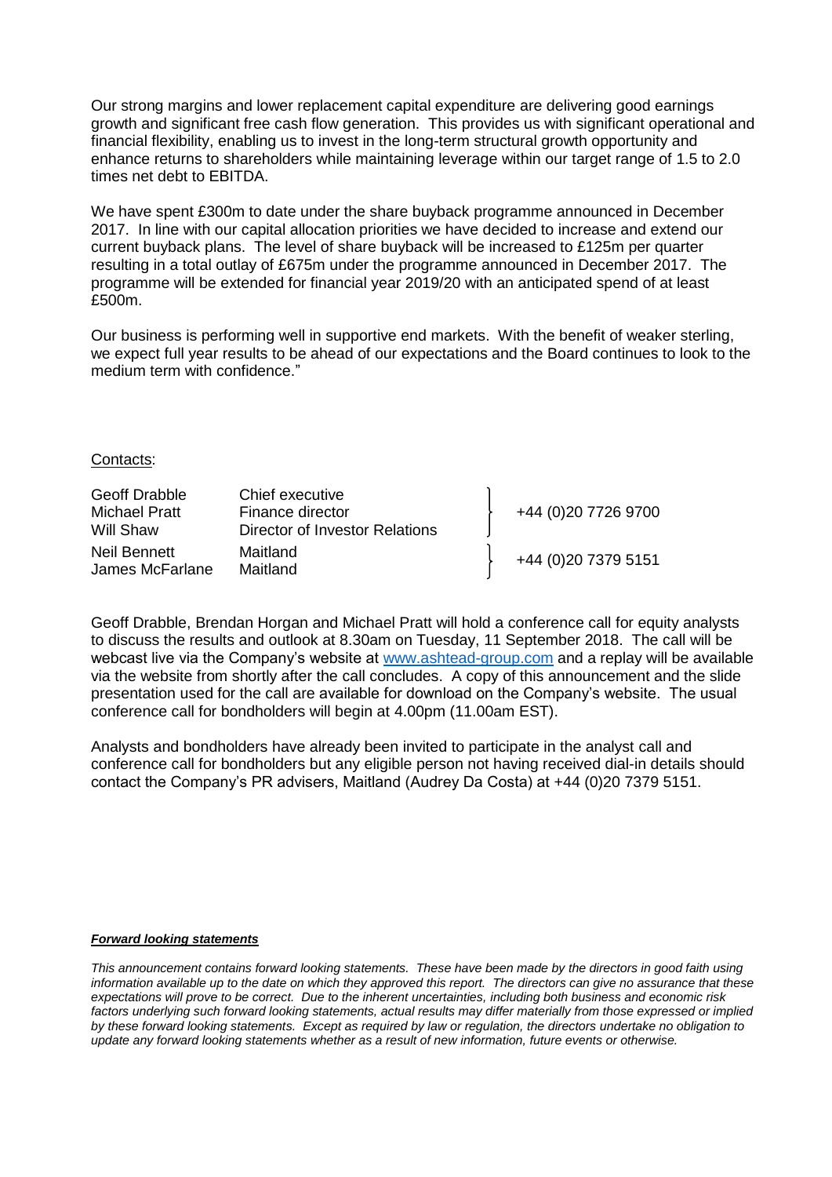Our strong margins and lower replacement capital expenditure are delivering good earnings growth and significant free cash flow generation. This provides us with significant operational and financial flexibility, enabling us to invest in the long-term structural growth opportunity and enhance returns to shareholders while maintaining leverage within our target range of 1.5 to 2.0 times net debt to EBITDA.

We have spent £300m to date under the share buyback programme announced in December 2017. In line with our capital allocation priorities we have decided to increase and extend our current buyback plans. The level of share buyback will be increased to £125m per quarter resulting in a total outlay of £675m under the programme announced in December 2017. The programme will be extended for financial year 2019/20 with an anticipated spend of at least £500m.

Our business is performing well in supportive end markets. With the benefit of weaker sterling, we expect full year results to be ahead of our expectations and the Board continues to look to the medium term with confidence."

Contacts:

| | | |
|---|---|---|
| Geoff Drabble | Chief executive | +44 (0)20 7726 9700 |
| Michael Pratt | Finance director | |
| Will Shaw | Director of Investor Relations | |
| Neil Bennett | Maitland | +44 (0)20 7379 5151 |
| James McFarlane | Maitland | |

Geoff Drabble, Brendan Horgan and Michael Pratt will hold a conference call for equity analysts to discuss the results and outlook at 8.30am on Tuesday, 11 September 2018. The call will be webcast live via the Company's website at www.ashtead-group.com and a replay will be available via the website from shortly after the call concludes. A copy of this announcement and the slide presentation used for the call are available for download on the Company's website. The usual conference call for bondholders will begin at 4.00pm (11.00am EST).

Analysts and bondholders have already been invited to participate in the analyst call and conference call for bondholders but any eligible person not having received dial-in details should contact the Company's PR advisers, Maitland (Audrey Da Costa) at +44 (0)20 7379 5151.

***Forward looking statements***

*This announcement contains forward looking statements. These have been made by the directors in good faith using information available up to the date on which they approved this report. The directors can give no assurance that these expectations will prove to be correct. Due to the inherent uncertainties, including both business and economic risk factors underlying such forward looking statements, actual results may differ materially from those expressed or implied by these forward looking statements. Except as required by law or regulation, the directors undertake no obligation to update any forward looking statements whether as a result of new information, future events or otherwise.*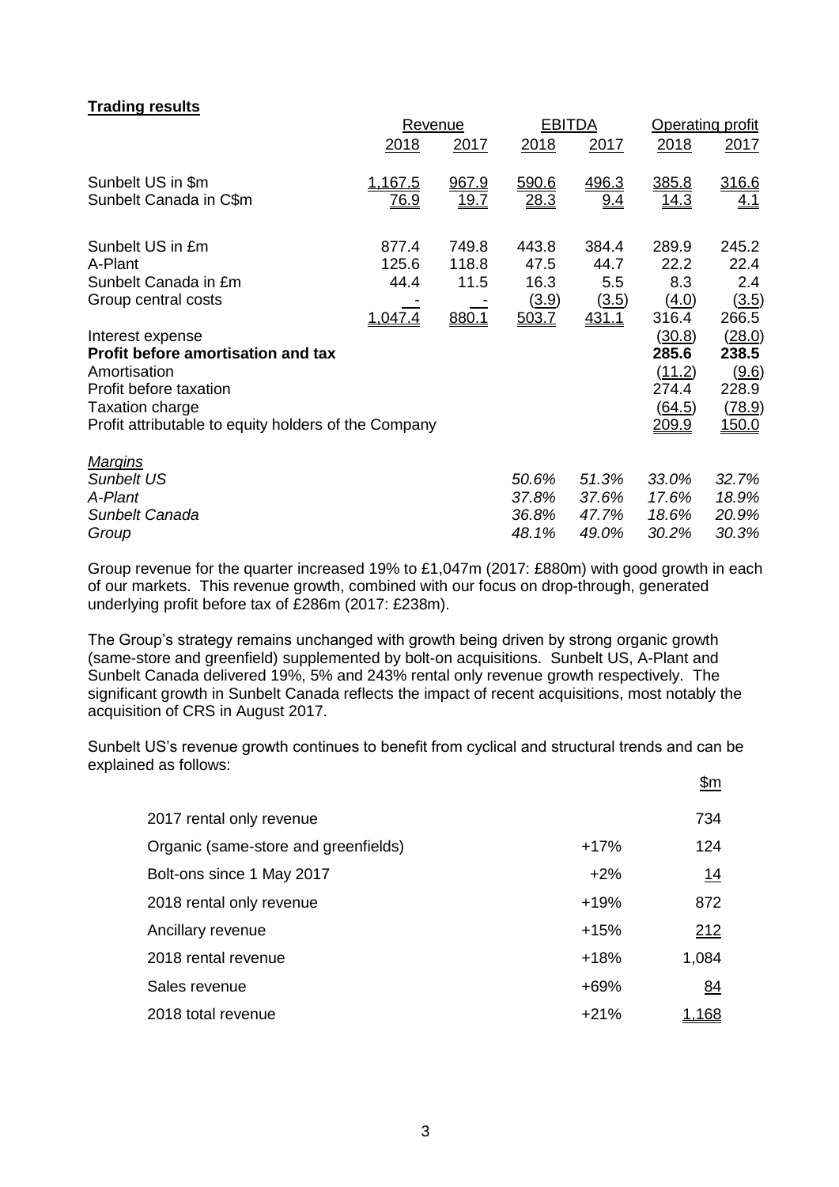**Trading results**

| | Revenue | | EBITDA | | Operating profit | |
|---|---|---|---|---|---|---|
| | 2018 | 2017 | 2018 | 2017 | 2018 | 2017 |
| Sunbelt US in $m | 1,167.5 | 967.9 | 590.6 | 496.3 | 385.8 | 316.6 |
| Sunbelt Canada in C$m | 76.9 | 19.7 | 28.3 | 9.4 | 14.3 | 4.1 |
| | | | | | | |
| Sunbelt US in £m | 877.4 | 749.8 | 443.8 | 384.4 | 289.9 | 245.2 |
| A-Plant | 125.6 | 118.8 | 47.5 | 44.7 | 22.2 | 22.4 |
| Sunbelt Canada in £m | 44.4 | 11.5 | 16.3 | 5.5 | 8.3 | 2.4 |
| Group central costs | - | - | (3.9) | (3.5) | (4.0) | (3.5) |
| | 1,047.4 | 880.1 | 503.7 | 431.1 | 316.4 | 266.5 |
| Interest expense | | | | | (30.8) | (28.0) |
| **Profit before amortisation and tax** | | | | | **285.6** | **238.5** |
| Amortisation | | | | | (11.2) | (9.6) |
| Profit before taxation | | | | | 274.4 | 228.9 |
| Taxation charge | | | | | (64.5) | (78.9) |
| Profit attributable to equity holders of the Company | | | | | 209.9 | 150.0 |
| | | | | | | |
| *Margins* | | | | | | |
| *Sunbelt US* | | | *50.6%* | *51.3%* | *33.0%* | *32.7%* |
| *A-Plant* | | | *37.8%* | *37.6%* | *17.6%* | *18.9%* |
| *Sunbelt Canada* | | | *36.8%* | *47.7%* | *18.6%* | *20.9%* |
| *Group* | | | *48.1%* | *49.0%* | *30.2%* | *30.3%* |

Group revenue for the quarter increased 19% to £1,047m (2017: £880m) with good growth in each of our markets. This revenue growth, combined with our focus on drop-through, generated underlying profit before tax of £286m (2017: £238m).

The Group's strategy remains unchanged with growth being driven by strong organic growth (same-store and greenfield) supplemented by bolt-on acquisitions. Sunbelt US, A-Plant and Sunbelt Canada delivered 19%, 5% and 243% rental only revenue growth respectively. The significant growth in Sunbelt Canada reflects the impact of recent acquisitions, most notably the acquisition of CRS in August 2017.

Sunbelt US's revenue growth continues to benefit from cyclical and structural trends and can be explained as follows:

| | | $m |
|---|---|---|
| 2017 rental only revenue | | 734 |
| Organic (same-store and greenfields) | +17% | 124 |
| Bolt-ons since 1 May 2017 | +2% | 14 |
| 2018 rental only revenue | +19% | 872 |
| Ancillary revenue | +15% | 212 |
| 2018 rental revenue | +18% | 1,084 |
| Sales revenue | +69% | 84 |
| 2018 total revenue | +21% | 1,168 |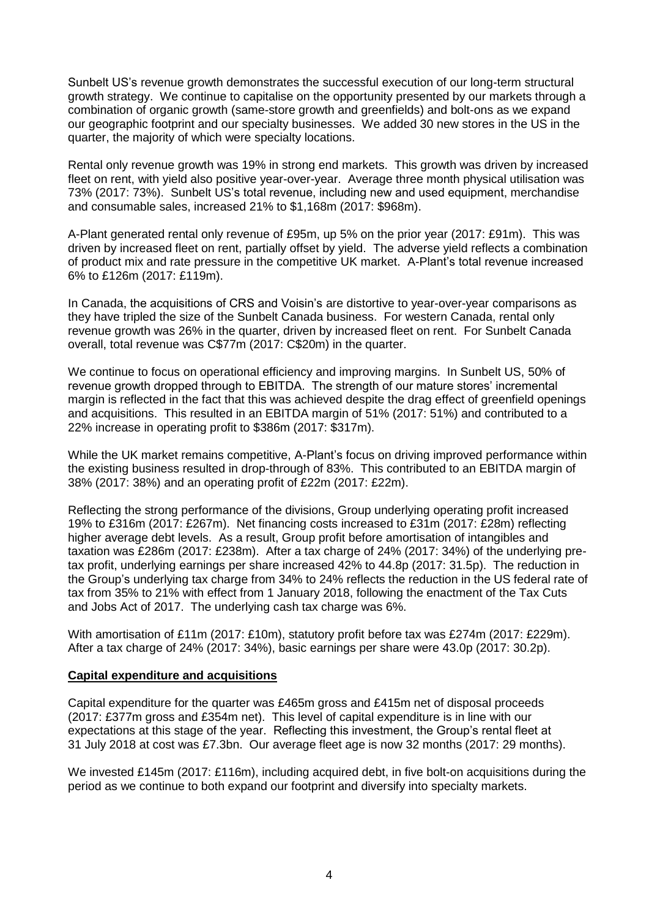Sunbelt US's revenue growth demonstrates the successful execution of our long-term structural growth strategy. We continue to capitalise on the opportunity presented by our markets through a combination of organic growth (same-store growth and greenfields) and bolt-ons as we expand our geographic footprint and our specialty businesses. We added 30 new stores in the US in the quarter, the majority of which were specialty locations.

Rental only revenue growth was 19% in strong end markets. This growth was driven by increased fleet on rent, with yield also positive year-over-year. Average three month physical utilisation was 73% (2017: 73%). Sunbelt US's total revenue, including new and used equipment, merchandise and consumable sales, increased 21% to $1,168m (2017: $968m).

A-Plant generated rental only revenue of £95m, up 5% on the prior year (2017: £91m). This was driven by increased fleet on rent, partially offset by yield. The adverse yield reflects a combination of product mix and rate pressure in the competitive UK market. A-Plant's total revenue increased 6% to £126m (2017: £119m).

In Canada, the acquisitions of CRS and Voisin's are distortive to year-over-year comparisons as they have tripled the size of the Sunbelt Canada business. For western Canada, rental only revenue growth was 26% in the quarter, driven by increased fleet on rent. For Sunbelt Canada overall, total revenue was C$77m (2017: C$20m) in the quarter.

We continue to focus on operational efficiency and improving margins. In Sunbelt US, 50% of revenue growth dropped through to EBITDA. The strength of our mature stores' incremental margin is reflected in the fact that this was achieved despite the drag effect of greenfield openings and acquisitions. This resulted in an EBITDA margin of 51% (2017: 51%) and contributed to a 22% increase in operating profit to $386m (2017: $317m).

While the UK market remains competitive, A-Plant's focus on driving improved performance within the existing business resulted in drop-through of 83%. This contributed to an EBITDA margin of 38% (2017: 38%) and an operating profit of £22m (2017: £22m).

Reflecting the strong performance of the divisions, Group underlying operating profit increased 19% to £316m (2017: £267m). Net financing costs increased to £31m (2017: £28m) reflecting higher average debt levels. As a result, Group profit before amortisation of intangibles and taxation was £286m (2017: £238m). After a tax charge of 24% (2017: 34%) of the underlying pre-tax profit, underlying earnings per share increased 42% to 44.8p (2017: 31.5p). The reduction in the Group's underlying tax charge from 34% to 24% reflects the reduction in the US federal rate of tax from 35% to 21% with effect from 1 January 2018, following the enactment of the Tax Cuts and Jobs Act of 2017. The underlying cash tax charge was 6%.

With amortisation of £11m (2017: £10m), statutory profit before tax was £274m (2017: £229m). After a tax charge of 24% (2017: 34%), basic earnings per share were 43.0p (2017: 30.2p).

**Capital expenditure and acquisitions**

Capital expenditure for the quarter was £465m gross and £415m net of disposal proceeds (2017: £377m gross and £354m net). This level of capital expenditure is in line with our expectations at this stage of the year. Reflecting this investment, the Group's rental fleet at 31 July 2018 at cost was £7.3bn. Our average fleet age is now 32 months (2017: 29 months).

We invested £145m (2017: £116m), including acquired debt, in five bolt-on acquisitions during the period as we continue to both expand our footprint and diversify into specialty markets.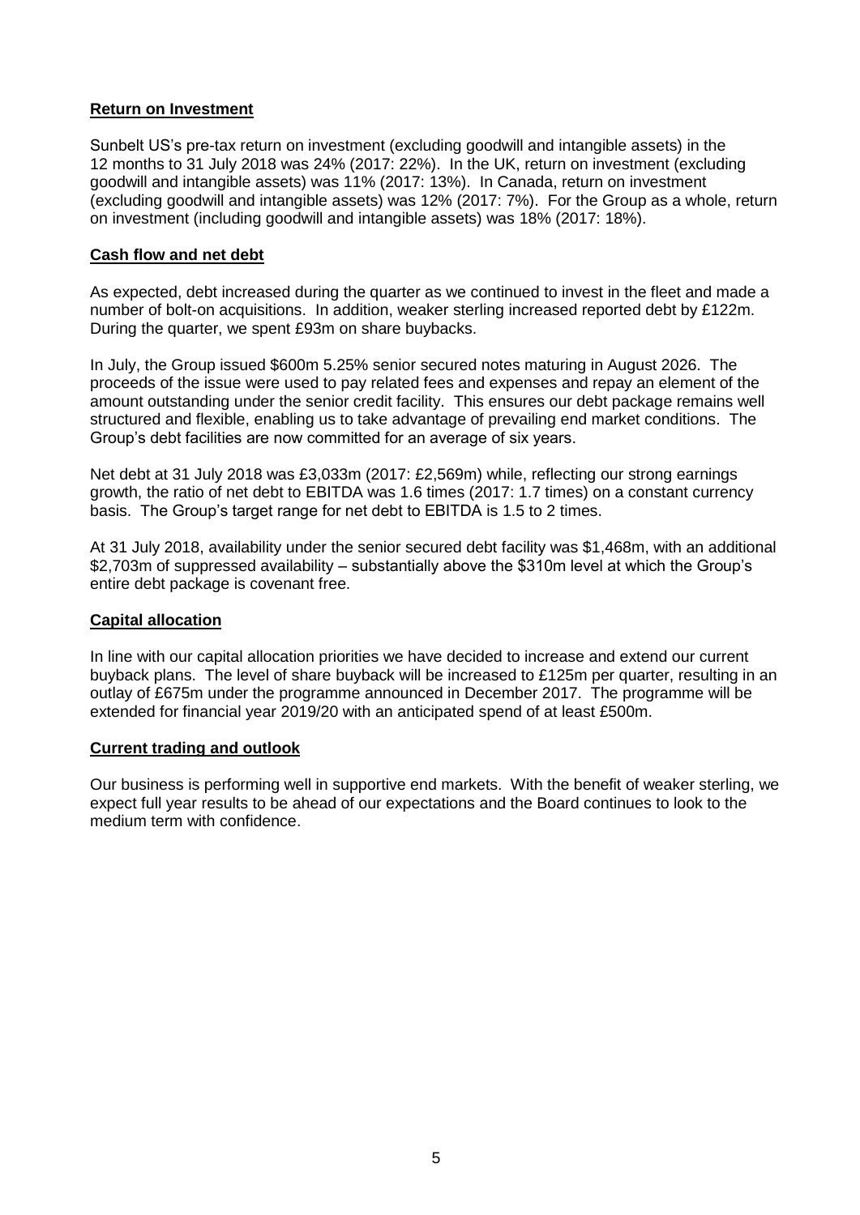**Return on Investment**

Sunbelt US's pre-tax return on investment (excluding goodwill and intangible assets) in the 12 months to 31 July 2018 was 24% (2017: 22%). In the UK, return on investment (excluding goodwill and intangible assets) was 11% (2017: 13%). In Canada, return on investment (excluding goodwill and intangible assets) was 12% (2017: 7%). For the Group as a whole, return on investment (including goodwill and intangible assets) was 18% (2017: 18%).

**Cash flow and net debt**

As expected, debt increased during the quarter as we continued to invest in the fleet and made a number of bolt-on acquisitions. In addition, weaker sterling increased reported debt by £122m. During the quarter, we spent £93m on share buybacks.

In July, the Group issued $600m 5.25% senior secured notes maturing in August 2026. The proceeds of the issue were used to pay related fees and expenses and repay an element of the amount outstanding under the senior credit facility. This ensures our debt package remains well structured and flexible, enabling us to take advantage of prevailing end market conditions. The Group's debt facilities are now committed for an average of six years.

Net debt at 31 July 2018 was £3,033m (2017: £2,569m) while, reflecting our strong earnings growth, the ratio of net debt to EBITDA was 1.6 times (2017: 1.7 times) on a constant currency basis. The Group's target range for net debt to EBITDA is 1.5 to 2 times.

At 31 July 2018, availability under the senior secured debt facility was $1,468m, with an additional $2,703m of suppressed availability – substantially above the $310m level at which the Group's entire debt package is covenant free.

**Capital allocation**

In line with our capital allocation priorities we have decided to increase and extend our current buyback plans. The level of share buyback will be increased to £125m per quarter, resulting in an outlay of £675m under the programme announced in December 2017. The programme will be extended for financial year 2019/20 with an anticipated spend of at least £500m.

**Current trading and outlook**

Our business is performing well in supportive end markets. With the benefit of weaker sterling, we expect full year results to be ahead of our expectations and the Board continues to look to the medium term with confidence.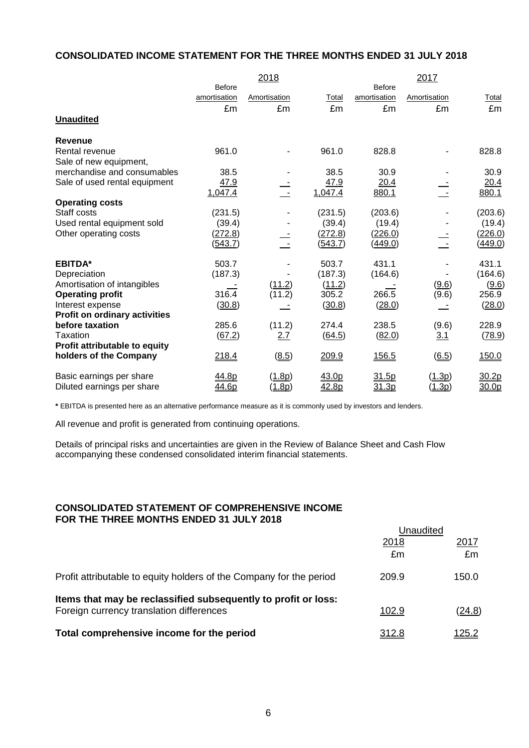## CONSOLIDATED INCOME STATEMENT FOR THE THREE MONTHS ENDED 31 JULY 2018

| | 2018 | | | 2017 | | |
|---|---|---|---|---|---|---|
| | Before amortisation | Amortisation | Total | Before amortisation | Amortisation | Total |
| | £m | £m | £m | £m | £m | £m |
| **Unaudited** | | | | | | |
| **Revenue** | | | | | | |
| Rental revenue | 961.0 | - | 961.0 | 828.8 | - | 828.8 |
| Sale of new equipment, merchandise and consumables | 38.5 | - | 38.5 | 30.9 | - | 30.9 |
| Sale of used rental equipment | 47.9 | - | 47.9 | 20.4 | - | 20.4 |
| | 1,047.4 | - | 1,047.4 | 880.1 | - | 880.1 |
| **Operating costs** | | | | | | |
| Staff costs | (231.5) | - | (231.5) | (203.6) | - | (203.6) |
| Used rental equipment sold | (39.4) | - | (39.4) | (19.4) | - | (19.4) |
| Other operating costs | (272.8) | - | (272.8) | (226.0) | - | (226.0) |
| | (543.7) | - | (543.7) | (449.0) | - | (449.0) |
| **EBITDA*** | 503.7 | - | 503.7 | 431.1 | - | 431.1 |
| Depreciation | (187.3) | - | (187.3) | (164.6) | - | (164.6) |
| Amortisation of intangibles | - | (11.2) | (11.2) | - | (9.6) | (9.6) |
| **Operating profit** | 316.4 | (11.2) | 305.2 | 266.5 | (9.6) | 256.9 |
| Interest expense | (30.8) | - | (30.8) | (28.0) | - | (28.0) |
| **Profit on ordinary activities before taxation** | 285.6 | (11.2) | 274.4 | 238.5 | (9.6) | 228.9 |
| Taxation | (67.2) | 2.7 | (64.5) | (82.0) | 3.1 | (78.9) |
| **Profit attributable to equity holders of the Company** | 218.4 | (8.5) | 209.9 | 156.5 | (6.5) | 150.0 |
| Basic earnings per share | 44.8p | (1.8p) | 43.0p | 31.5p | (1.3p) | 30.2p |
| Diluted earnings per share | 44.6p | (1.8p) | 42.8p | 31.3p | (1.3p) | 30.0p |

**\*** EBITDA is presented here as an alternative performance measure as it is commonly used by investors and lenders.

All revenue and profit is generated from continuing operations.

Details of principal risks and uncertainties are given in the Review of Balance Sheet and Cash Flow accompanying these condensed consolidated interim financial statements.

## CONSOLIDATED STATEMENT OF COMPREHENSIVE INCOME FOR THE THREE MONTHS ENDED 31 JULY 2018

| | Unaudited | |
|---|---|---|
| | 2018 | 2017 |
| | £m | £m |
| Profit attributable to equity holders of the Company for the period | 209.9 | 150.0 |
| **Items that may be reclassified subsequently to profit or loss:** | | |
| Foreign currency translation differences | 102.9 | (24.8) |
| **Total comprehensive income for the period** | 312.8 | 125.2 |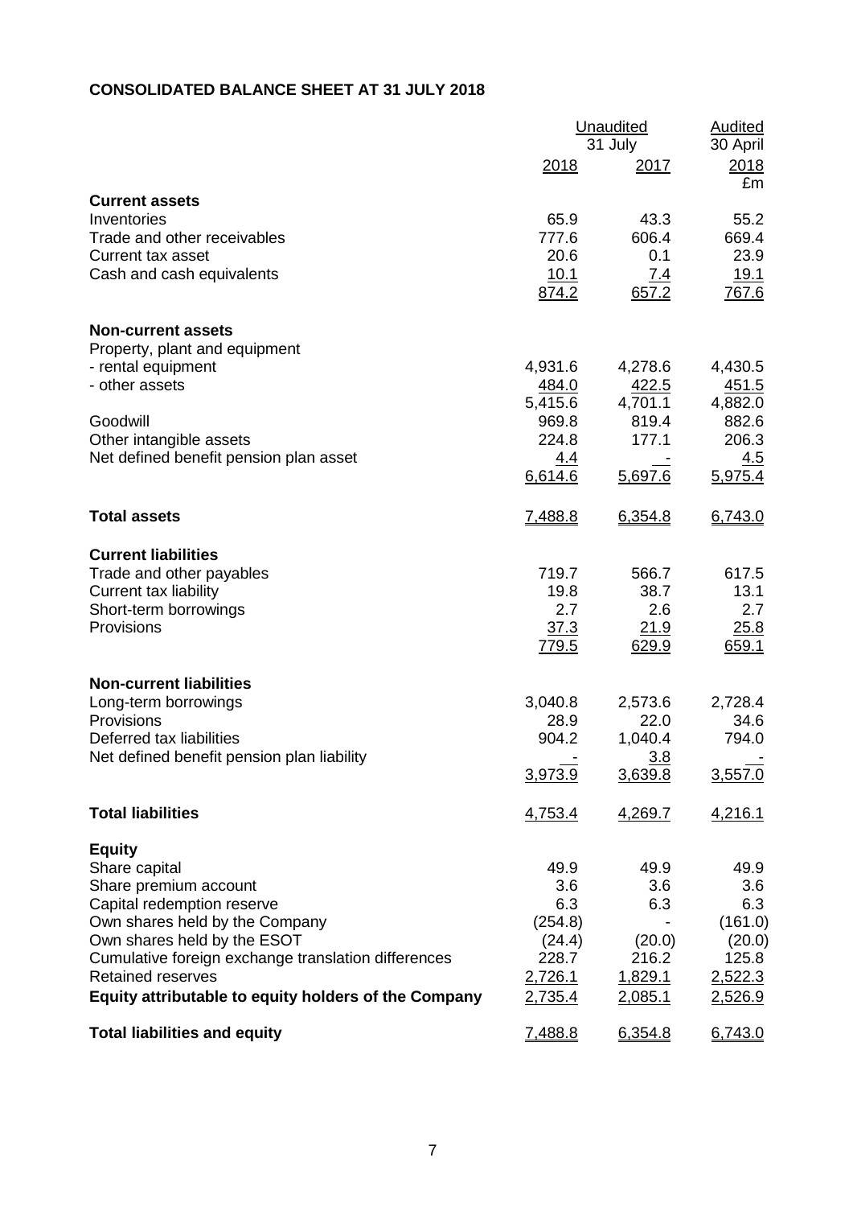**CONSOLIDATED BALANCE SHEET AT 31 JULY 2018**

| | Unaudited | | Audited |
|---|---|---|---|
| | 31 July | | 30 April |
| | 2018 | 2017 | 2018 |
| | | | £m |
| **Current assets** | | | |
| Inventories | 65.9 | 43.3 | 55.2 |
| Trade and other receivables | 777.6 | 606.4 | 669.4 |
| Current tax asset | 20.6 | 0.1 | 23.9 |
| Cash and cash equivalents | 10.1 | 7.4 | 19.1 |
| | 874.2 | 657.2 | 767.6 |
| **Non-current assets** | | | |
| Property, plant and equipment | | | |
| - rental equipment | 4,931.6 | 4,278.6 | 4,430.5 |
| - other assets | 484.0 | 422.5 | 451.5 |
| | 5,415.6 | 4,701.1 | 4,882.0 |
| Goodwill | 969.8 | 819.4 | 882.6 |
| Other intangible assets | 224.8 | 177.1 | 206.3 |
| Net defined benefit pension plan asset | 4.4 | - | 4.5 |
| | 6,614.6 | 5,697.6 | 5,975.4 |
| **Total assets** | 7,488.8 | 6,354.8 | 6,743.0 |
| **Current liabilities** | | | |
| Trade and other payables | 719.7 | 566.7 | 617.5 |
| Current tax liability | 19.8 | 38.7 | 13.1 |
| Short-term borrowings | 2.7 | 2.6 | 2.7 |
| Provisions | 37.3 | 21.9 | 25.8 |
| | 779.5 | 629.9 | 659.1 |
| **Non-current liabilities** | | | |
| Long-term borrowings | 3,040.8 | 2,573.6 | 2,728.4 |
| Provisions | 28.9 | 22.0 | 34.6 |
| Deferred tax liabilities | 904.2 | 1,040.4 | 794.0 |
| Net defined benefit pension plan liability | - | 3.8 | - |
| | 3,973.9 | 3,639.8 | 3,557.0 |
| **Total liabilities** | 4,753.4 | 4,269.7 | 4,216.1 |
| **Equity** | | | |
| Share capital | 49.9 | 49.9 | 49.9 |
| Share premium account | 3.6 | 3.6 | 3.6 |
| Capital redemption reserve | 6.3 | 6.3 | 6.3 |
| Own shares held by the Company | (254.8) | - | (161.0) |
| Own shares held by the ESOT | (24.4) | (20.0) | (20.0) |
| Cumulative foreign exchange translation differences | 228.7 | 216.2 | 125.8 |
| Retained reserves | 2,726.1 | 1,829.1 | 2,522.3 |
| **Equity attributable to equity holders of the Company** | 2,735.4 | 2,085.1 | 2,526.9 |
| **Total liabilities and equity** | 7,488.8 | 6,354.8 | 6,743.0 |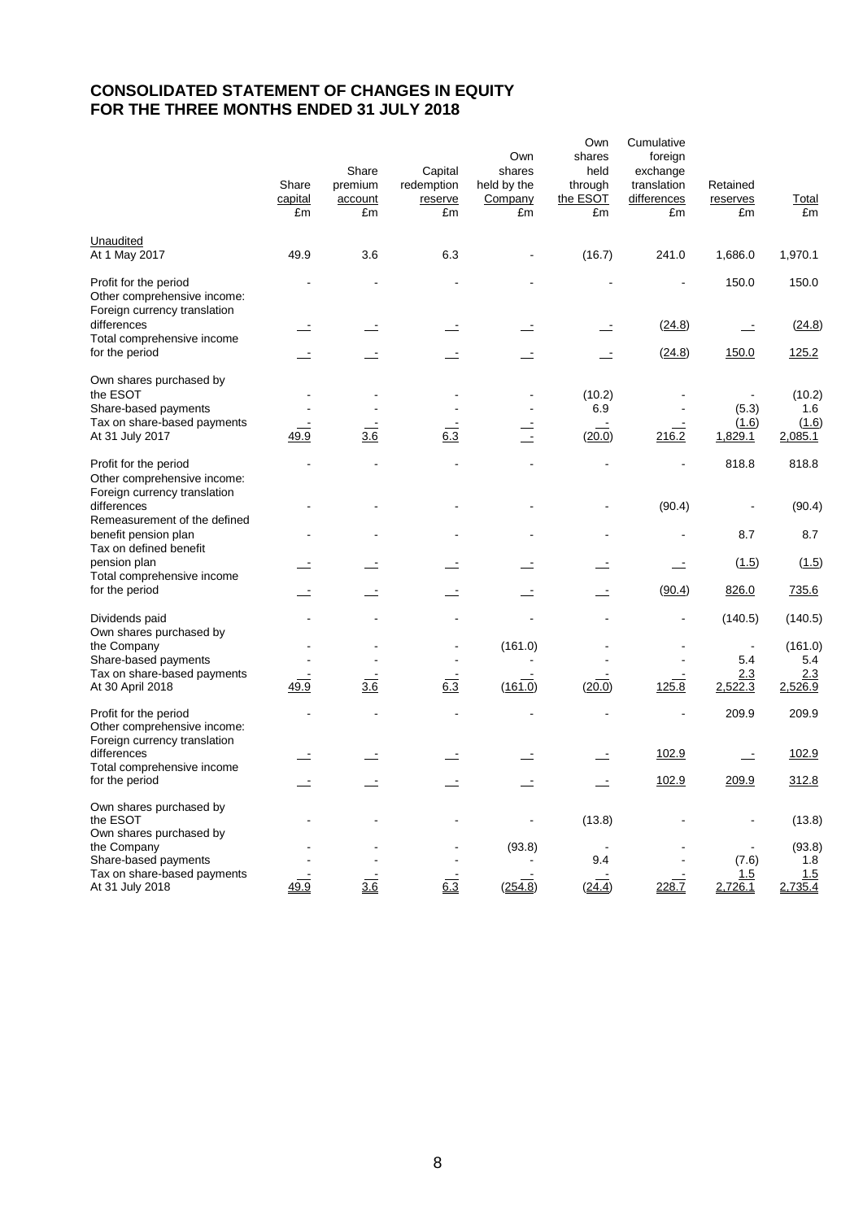# CONSOLIDATED STATEMENT OF CHANGES IN EQUITY
# FOR THE THREE MONTHS ENDED 31 JULY 2018

| | Share capital £m | Share premium account £m | Capital redemption reserve £m | Own shares held by the Company £m | Own shares held through the ESOT £m | Cumulative foreign exchange translation differences £m | Retained reserves £m | Total £m |
|---|---|---|---|---|---|---|---|---|
| Unaudited | | | | | | | | |
| At 1 May 2017 | 49.9 | 3.6 | 6.3 | - | (16.7) | 241.0 | 1,686.0 | 1,970.1 |
| Profit for the period | - | - | - | - | - | - | 150.0 | 150.0 |
| Other comprehensive income: | | | | | | | | |
| Foreign currency translation differences | - | - | - | - | - | (24.8) | - | (24.8) |
| Total comprehensive income for the period | - | - | - | - | - | (24.8) | 150.0 | 125.2 |
| Own shares purchased by the ESOT | - | - | - | - | (10.2) | - | - | (10.2) |
| Share-based payments | - | - | - | - | 6.9 | - | (5.3) | 1.6 |
| Tax on share-based payments | - | - | - | - | - | - | (1.6) | (1.6) |
| At 31 July 2017 | 49.9 | 3.6 | 6.3 | - | (20.0) | 216.2 | 1,829.1 | 2,085.1 |
| Profit for the period | - | - | - | - | - | - | 818.8 | 818.8 |
| Other comprehensive income: | | | | | | | | |
| Foreign currency translation differences | - | - | - | - | - | (90.4) | - | (90.4) |
| Remeasurement of the defined benefit pension plan | - | - | - | - | - | - | 8.7 | 8.7 |
| Tax on defined benefit pension plan | - | - | - | - | - | - | (1.5) | (1.5) |
| Total comprehensive income for the period | - | - | - | - | - | (90.4) | 826.0 | 735.6 |
| Dividends paid | - | - | - | - | - | - | (140.5) | (140.5) |
| Own shares purchased by the Company | - | - | - | (161.0) | - | - | - | (161.0) |
| Share-based payments | - | - | - | - | - | - | 5.4 | 5.4 |
| Tax on share-based payments | - | - | - | - | - | - | 2.3 | 2.3 |
| At 30 April 2018 | 49.9 | 3.6 | 6.3 | (161.0) | (20.0) | 125.8 | 2,522.3 | 2,526.9 |
| Profit for the period | - | - | - | - | - | - | 209.9 | 209.9 |
| Other comprehensive income: | | | | | | | | |
| Foreign currency translation differences | - | - | - | - | - | 102.9 | - | 102.9 |
| Total comprehensive income for the period | - | - | - | - | - | 102.9 | 209.9 | 312.8 |
| Own shares purchased by the ESOT | - | - | - | - | (13.8) | - | - | (13.8) |
| Own shares purchased by the Company | - | - | - | (93.8) | - | - | - | (93.8) |
| Share-based payments | - | - | - | - | 9.4 | - | (7.6) | 1.8 |
| Tax on share-based payments | - | - | - | - | - | - | 1.5 | 1.5 |
| At 31 July 2018 | 49.9 | 3.6 | 6.3 | (254.8) | (24.4) | 228.7 | 2,726.1 | 2,735.4 |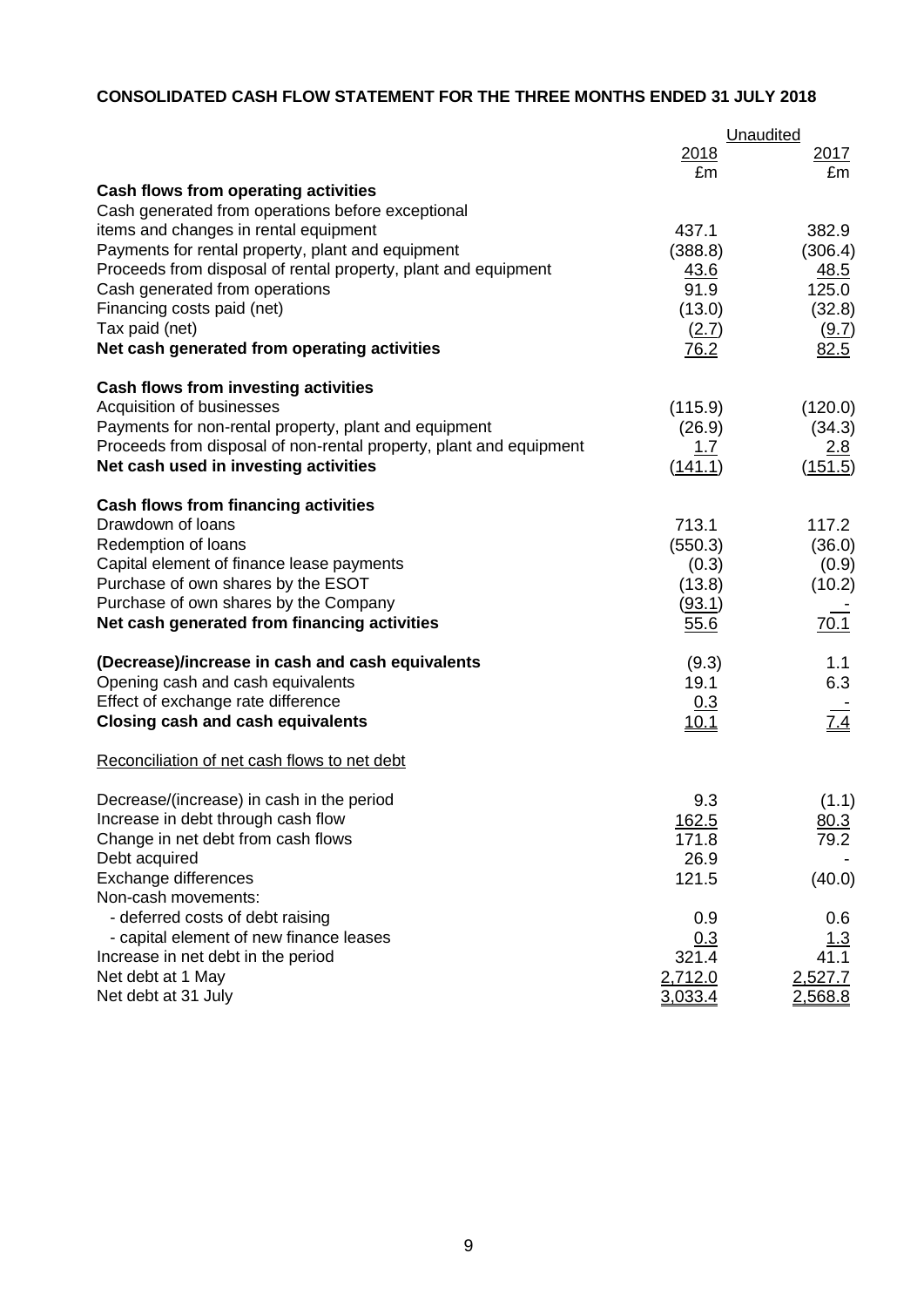**CONSOLIDATED CASH FLOW STATEMENT FOR THE THREE MONTHS ENDED 31 JULY 2018**

| | Unaudited | |
|---|---|---|
| | 2018 | 2017 |
| | £m | £m |
| **Cash flows from operating activities** | | |
| Cash generated from operations before exceptional items and changes in rental equipment | 437.1 | 382.9 |
| Payments for rental property, plant and equipment | (388.8) | (306.4) |
| Proceeds from disposal of rental property, plant and equipment | 43.6 | 48.5 |
| Cash generated from operations | 91.9 | 125.0 |
| Financing costs paid (net) | (13.0) | (32.8) |
| Tax paid (net) | (2.7) | (9.7) |
| **Net cash generated from operating activities** | 76.2 | 82.5 |
| | | |
| **Cash flows from investing activities** | | |
| Acquisition of businesses | (115.9) | (120.0) |
| Payments for non-rental property, plant and equipment | (26.9) | (34.3) |
| Proceeds from disposal of non-rental property, plant and equipment | 1.7 | 2.8 |
| **Net cash used in investing activities** | (141.1) | (151.5) |
| | | |
| **Cash flows from financing activities** | | |
| Drawdown of loans | 713.1 | 117.2 |
| Redemption of loans | (550.3) | (36.0) |
| Capital element of finance lease payments | (0.3) | (0.9) |
| Purchase of own shares by the ESOT | (13.8) | (10.2) |
| Purchase of own shares by the Company | (93.1) | - |
| **Net cash generated from financing activities** | 55.6 | 70.1 |
| | | |
| **(Decrease)/increase in cash and cash equivalents** | (9.3) | 1.1 |
| Opening cash and cash equivalents | 19.1 | 6.3 |
| Effect of exchange rate difference | 0.3 | - |
| **Closing cash and cash equivalents** | 10.1 | 7.4 |

Reconciliation of net cash flows to net debt

| | 2018 | 2017 |
|---|---|---|
| Decrease/(increase) in cash in the period | 9.3 | (1.1) |
| Increase in debt through cash flow | 162.5 | 80.3 |
| Change in net debt from cash flows | 171.8 | 79.2 |
| Debt acquired | 26.9 | - |
| Exchange differences | 121.5 | (40.0) |
| Non-cash movements: | | |
| - deferred costs of debt raising | 0.9 | 0.6 |
| - capital element of new finance leases | 0.3 | 1.3 |
| Increase in net debt in the period | 321.4 | 41.1 |
| Net debt at 1 May | 2,712.0 | 2,527.7 |
| Net debt at 31 July | 3,033.4 | 2,568.8 |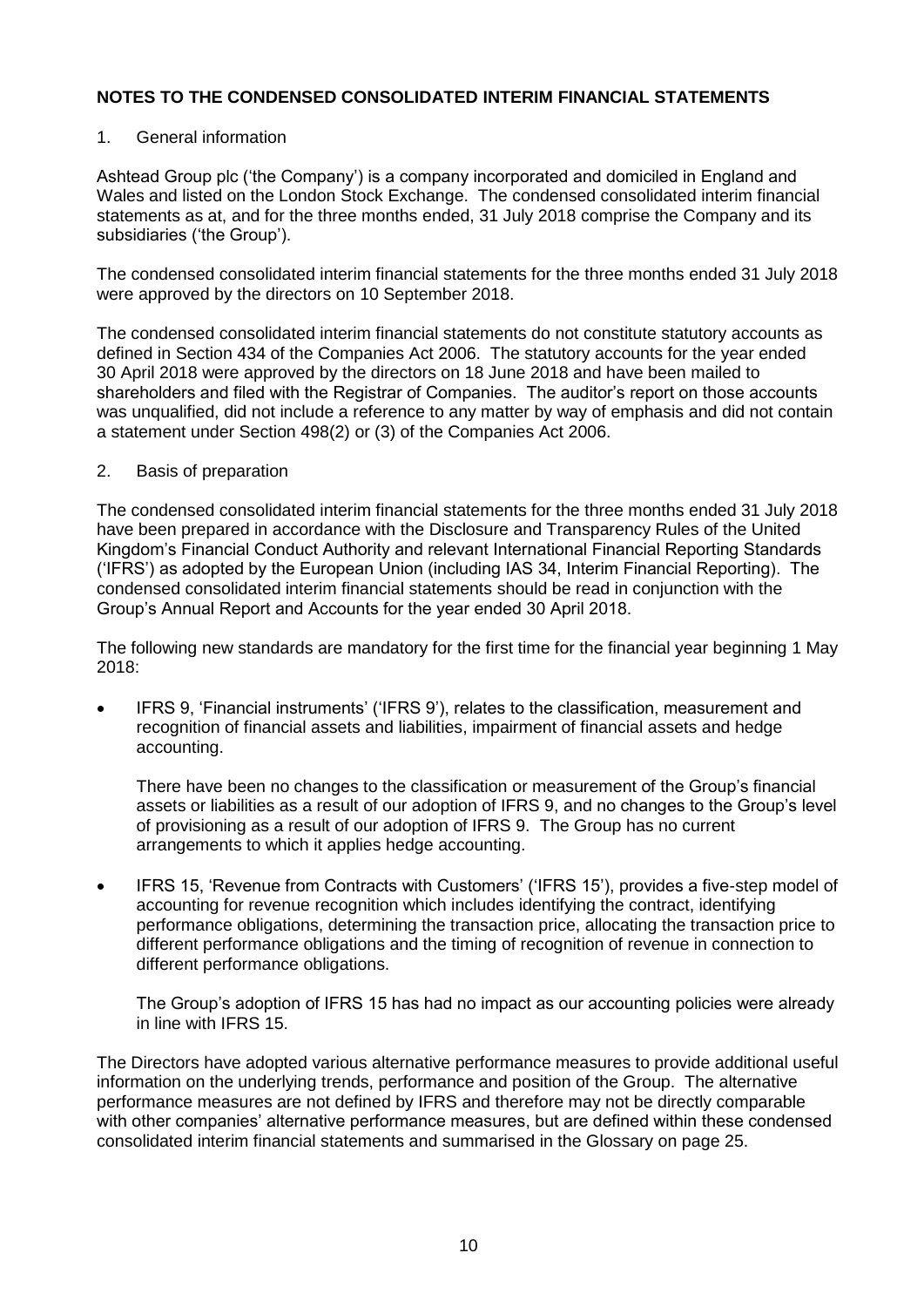**NOTES TO THE CONDENSED CONSOLIDATED INTERIM FINANCIAL STATEMENTS**

1. General information

Ashtead Group plc ('the Company') is a company incorporated and domiciled in England and Wales and listed on the London Stock Exchange. The condensed consolidated interim financial statements as at, and for the three months ended, 31 July 2018 comprise the Company and its subsidiaries ('the Group').

The condensed consolidated interim financial statements for the three months ended 31 July 2018 were approved by the directors on 10 September 2018.

The condensed consolidated interim financial statements do not constitute statutory accounts as defined in Section 434 of the Companies Act 2006. The statutory accounts for the year ended 30 April 2018 were approved by the directors on 18 June 2018 and have been mailed to shareholders and filed with the Registrar of Companies. The auditor's report on those accounts was unqualified, did not include a reference to any matter by way of emphasis and did not contain a statement under Section 498(2) or (3) of the Companies Act 2006.

2. Basis of preparation

The condensed consolidated interim financial statements for the three months ended 31 July 2018 have been prepared in accordance with the Disclosure and Transparency Rules of the United Kingdom's Financial Conduct Authority and relevant International Financial Reporting Standards ('IFRS') as adopted by the European Union (including IAS 34, Interim Financial Reporting). The condensed consolidated interim financial statements should be read in conjunction with the Group's Annual Report and Accounts for the year ended 30 April 2018.

The following new standards are mandatory for the first time for the financial year beginning 1 May 2018:

- IFRS 9, 'Financial instruments' ('IFRS 9'), relates to the classification, measurement and recognition of financial assets and liabilities, impairment of financial assets and hedge accounting.

  There have been no changes to the classification or measurement of the Group's financial assets or liabilities as a result of our adoption of IFRS 9, and no changes to the Group's level of provisioning as a result of our adoption of IFRS 9. The Group has no current arrangements to which it applies hedge accounting.

- IFRS 15, 'Revenue from Contracts with Customers' ('IFRS 15'), provides a five-step model of accounting for revenue recognition which includes identifying the contract, identifying performance obligations, determining the transaction price, allocating the transaction price to different performance obligations and the timing of recognition of revenue in connection to different performance obligations.

  The Group's adoption of IFRS 15 has had no impact as our accounting policies were already in line with IFRS 15.

The Directors have adopted various alternative performance measures to provide additional useful information on the underlying trends, performance and position of the Group. The alternative performance measures are not defined by IFRS and therefore may not be directly comparable with other companies' alternative performance measures, but are defined within these condensed consolidated interim financial statements and summarised in the Glossary on page 25.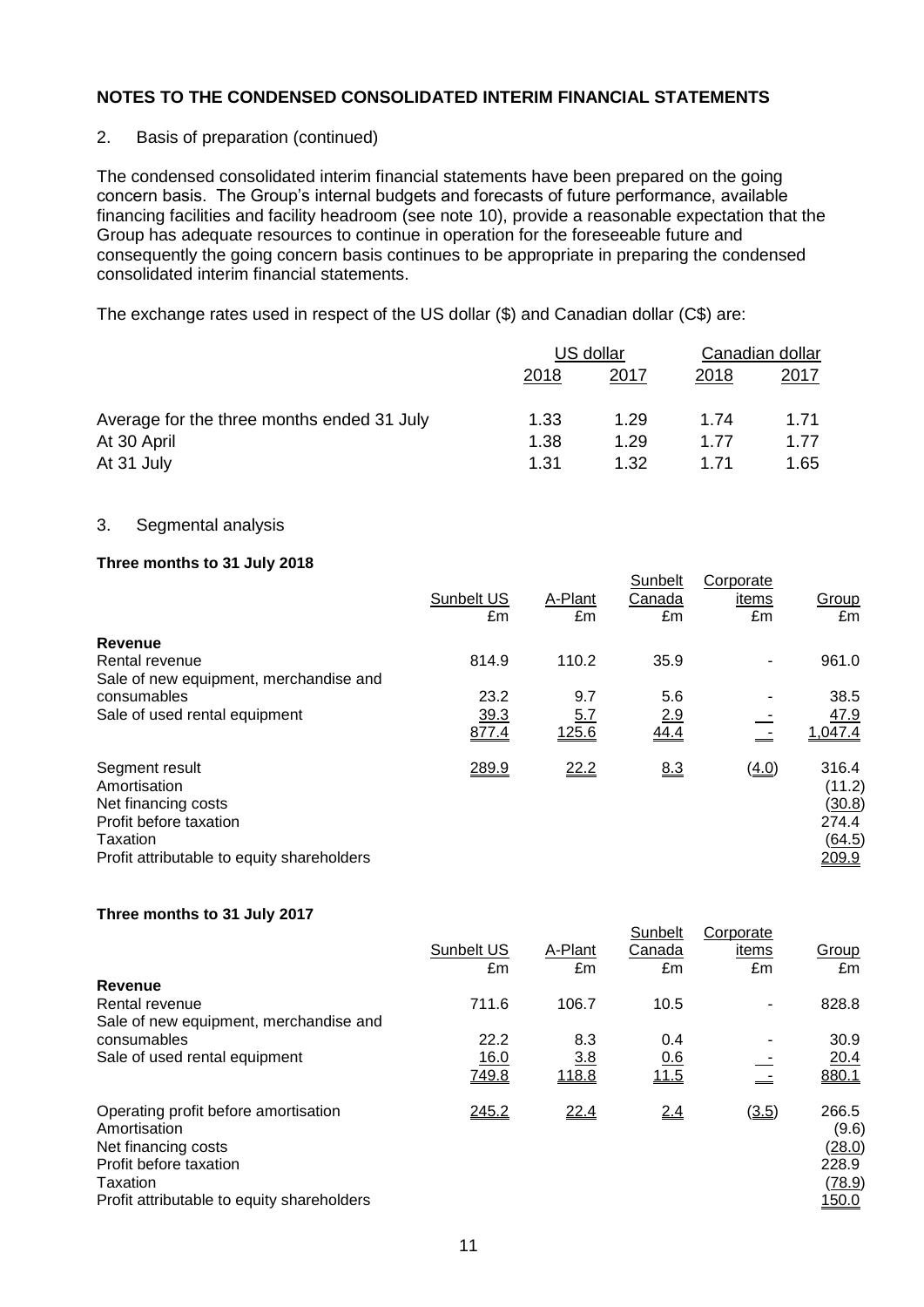## NOTES TO THE CONDENSED CONSOLIDATED INTERIM FINANCIAL STATEMENTS

2. Basis of preparation (continued)

The condensed consolidated interim financial statements have been prepared on the going concern basis. The Group's internal budgets and forecasts of future performance, available financing facilities and facility headroom (see note 10), provide a reasonable expectation that the Group has adequate resources to continue in operation for the foreseeable future and consequently the going concern basis continues to be appropriate in preparing the condensed consolidated interim financial statements.

The exchange rates used in respect of the US dollar ($) and Canadian dollar (C$) are:

| | US dollar | | Canadian dollar | |
|---|---|---|---|---|
| | 2018 | 2017 | 2018 | 2017 |
| Average for the three months ended 31 July | 1.33 | 1.29 | 1.74 | 1.71 |
| At 30 April | 1.38 | 1.29 | 1.77 | 1.77 |
| At 31 July | 1.31 | 1.32 | 1.71 | 1.65 |

3. Segmental analysis

**Three months to 31 July 2018**

| | Sunbelt US £m | A-Plant £m | Sunbelt Canada £m | Corporate items £m | Group £m |
|---|---|---|---|---|---|
| **Revenue** | | | | | |
| Rental revenue | 814.9 | 110.2 | 35.9 | - | 961.0 |
| Sale of new equipment, merchandise and consumables | 23.2 | 9.7 | 5.6 | - | 38.5 |
| Sale of used rental equipment | 39.3 | 5.7 | 2.9 | - | 47.9 |
| | 877.4 | 125.6 | 44.4 | - | 1,047.4 |
| Segment result | 289.9 | 22.2 | 8.3 | (4.0) | 316.4 |
| Amortisation | | | | | (11.2) |
| Net financing costs | | | | | (30.8) |
| Profit before taxation | | | | | 274.4 |
| Taxation | | | | | (64.5) |
| Profit attributable to equity shareholders | | | | | 209.9 |

**Three months to 31 July 2017**

| | Sunbelt US £m | A-Plant £m | Sunbelt Canada £m | Corporate items £m | Group £m |
|---|---|---|---|---|---|
| **Revenue** | | | | | |
| Rental revenue | 711.6 | 106.7 | 10.5 | - | 828.8 |
| Sale of new equipment, merchandise and consumables | 22.2 | 8.3 | 0.4 | - | 30.9 |
| Sale of used rental equipment | 16.0 | 3.8 | 0.6 | - | 20.4 |
| | 749.8 | 118.8 | 11.5 | - | 880.1 |
| Operating profit before amortisation | 245.2 | 22.4 | 2.4 | (3.5) | 266.5 |
| Amortisation | | | | | (9.6) |
| Net financing costs | | | | | (28.0) |
| Profit before taxation | | | | | 228.9 |
| Taxation | | | | | (78.9) |
| Profit attributable to equity shareholders | | | | | 150.0 |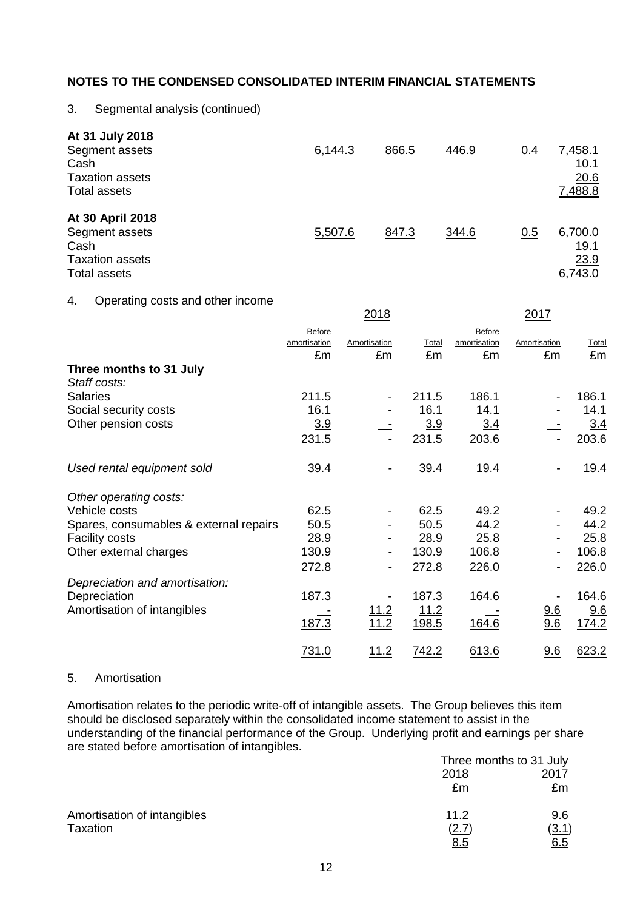## NOTES TO THE CONDENSED CONSOLIDATED INTERIM FINANCIAL STATEMENTS

3. Segmental analysis (continued)

| | | | | | |
|---|---|---|---|---|---|
| **At 31 July 2018** | | | | | |
| Segment assets | 6,144.3 | 866.5 | 446.9 | 0.4 | 7,458.1 |
| Cash | | | | | 10.1 |
| Taxation assets | | | | | 20.6 |
| Total assets | | | | | 7,488.8 |
| **At 30 April 2018** | | | | | |
| Segment assets | 5,507.6 | 847.3 | 344.6 | 0.5 | 6,700.0 |
| Cash | | | | | 19.1 |
| Taxation assets | | | | | 23.9 |
| Total assets | | | | | 6,743.0 |

4. Operating costs and other income

| | 2018 | | | 2017 | | |
|---|---|---|---|---|---|---|
| | Before amortisation | Amortisation | Total | Before amortisation | Amortisation | Total |
| | £m | £m | £m | £m | £m | £m |
| **Three months to 31 July** | | | | | | |
| *Staff costs:* | | | | | | |
| Salaries | 211.5 | - | 211.5 | 186.1 | - | 186.1 |
| Social security costs | 16.1 | - | 16.1 | 14.1 | - | 14.1 |
| Other pension costs | 3.9 | - | 3.9 | 3.4 | - | 3.4 |
| | 231.5 | - | 231.5 | 203.6 | - | 203.6 |
| *Used rental equipment sold* | 39.4 | - | 39.4 | 19.4 | - | 19.4 |
| *Other operating costs:* | | | | | | |
| Vehicle costs | 62.5 | - | 62.5 | 49.2 | - | 49.2 |
| Spares, consumables & external repairs | 50.5 | - | 50.5 | 44.2 | - | 44.2 |
| Facility costs | 28.9 | - | 28.9 | 25.8 | - | 25.8 |
| Other external charges | 130.9 | - | 130.9 | 106.8 | - | 106.8 |
| | 272.8 | - | 272.8 | 226.0 | - | 226.0 |
| *Depreciation and amortisation:* | | | | | | |
| Depreciation | 187.3 | - | 187.3 | 164.6 | - | 164.6 |
| Amortisation of intangibles | - | 11.2 | 11.2 | - | 9.6 | 9.6 |
| | 187.3 | 11.2 | 198.5 | 164.6 | 9.6 | 174.2 |
| | 731.0 | 11.2 | 742.2 | 613.6 | 9.6 | 623.2 |

5. Amortisation

Amortisation relates to the periodic write-off of intangible assets. The Group believes this item should be disclosed separately within the consolidated income statement to assist in the understanding of the financial performance of the Group. Underlying profit and earnings per share are stated before amortisation of intangibles.

| | Three months to 31 July | |
|---|---|---|
| | 2018 | 2017 |
| | £m | £m |
| Amortisation of intangibles | 11.2 | 9.6 |
| Taxation | (2.7) | (3.1) |
| | 8.5 | 6.5 |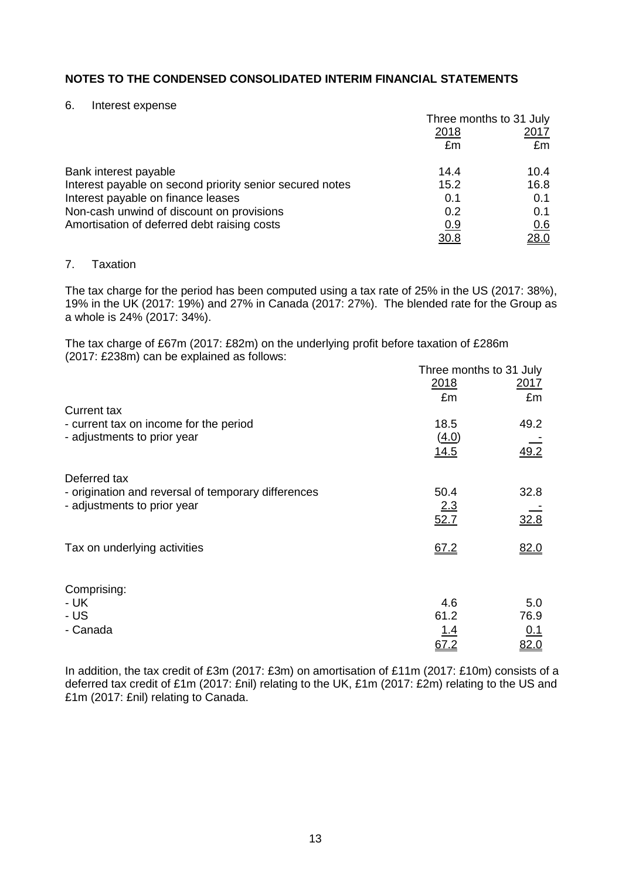## NOTES TO THE CONDENSED CONSOLIDATED INTERIM FINANCIAL STATEMENTS

### 6. Interest expense

| | Three months to 31 July | |
|---|---|---|
| | 2018 | 2017 |
| | £m | £m |
| Bank interest payable | 14.4 | 10.4 |
| Interest payable on second priority senior secured notes | 15.2 | 16.8 |
| Interest payable on finance leases | 0.1 | 0.1 |
| Non-cash unwind of discount on provisions | 0.2 | 0.1 |
| Amortisation of deferred debt raising costs | 0.9 | 0.6 |
| | 30.8 | 28.0 |

### 7. Taxation

The tax charge for the period has been computed using a tax rate of 25% in the US (2017: 38%), 19% in the UK (2017: 19%) and 27% in Canada (2017: 27%). The blended rate for the Group as a whole is 24% (2017: 34%).

The tax charge of £67m (2017: £82m) on the underlying profit before taxation of £286m (2017: £238m) can be explained as follows:

| | Three months to 31 July | |
|---|---|---|
| | 2018 | 2017 |
| | £m | £m |
| Current tax | | |
| - current tax on income for the period | 18.5 | 49.2 |
| - adjustments to prior year | (4.0) | - |
| | 14.5 | 49.2 |
| Deferred tax | | |
| - origination and reversal of temporary differences | 50.4 | 32.8 |
| - adjustments to prior year | 2.3 | - |
| | 52.7 | 32.8 |
| Tax on underlying activities | 67.2 | 82.0 |
| Comprising: | | |
| - UK | 4.6 | 5.0 |
| - US | 61.2 | 76.9 |
| - Canada | 1.4 | 0.1 |
| | 67.2 | 82.0 |

In addition, the tax credit of £3m (2017: £3m) on amortisation of £11m (2017: £10m) consists of a deferred tax credit of £1m (2017: £nil) relating to the UK, £1m (2017: £2m) relating to the US and £1m (2017: £nil) relating to Canada.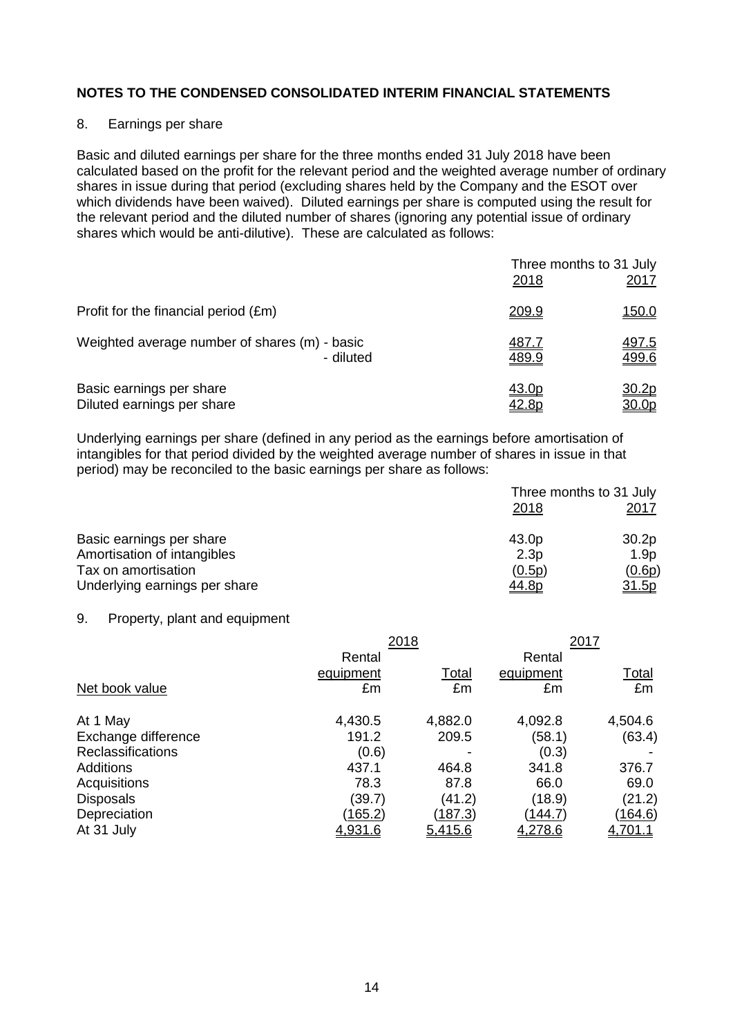## NOTES TO THE CONDENSED CONSOLIDATED INTERIM FINANCIAL STATEMENTS

8. Earnings per share

Basic and diluted earnings per share for the three months ended 31 July 2018 have been calculated based on the profit for the relevant period and the weighted average number of ordinary shares in issue during that period (excluding shares held by the Company and the ESOT over which dividends have been waived). Diluted earnings per share is computed using the result for the relevant period and the diluted number of shares (ignoring any potential issue of ordinary shares which would be anti-dilutive). These are calculated as follows:

| | Three months to 31 July | |
|---|---|---|
| | 2018 | 2017 |
| Profit for the financial period (£m) | 209.9 | 150.0 |
| Weighted average number of shares (m) - basic | 487.7 | 497.5 |
| - diluted | 489.9 | 499.6 |
| Basic earnings per share | 43.0p | 30.2p |
| Diluted earnings per share | 42.8p | 30.0p |

Underlying earnings per share (defined in any period as the earnings before amortisation of intangibles for that period divided by the weighted average number of shares in issue in that period) may be reconciled to the basic earnings per share as follows:

| | Three months to 31 July | |
|---|---|---|
| | 2018 | 2017 |
| Basic earnings per share | 43.0p | 30.2p |
| Amortisation of intangibles | 2.3p | 1.9p |
| Tax on amortisation | (0.5p) | (0.6p) |
| Underlying earnings per share | 44.8p | 31.5p |

9. Property, plant and equipment

| | 2018 | | 2017 | |
|---|---|---|---|---|
| | Rental equipment | Total | Rental equipment | Total |
| Net book value | £m | £m | £m | £m |
| At 1 May | 4,430.5 | 4,882.0 | 4,092.8 | 4,504.6 |
| Exchange difference | 191.2 | 209.5 | (58.1) | (63.4) |
| Reclassifications | (0.6) | - | (0.3) | - |
| Additions | 437.1 | 464.8 | 341.8 | 376.7 |
| Acquisitions | 78.3 | 87.8 | 66.0 | 69.0 |
| Disposals | (39.7) | (41.2) | (18.9) | (21.2) |
| Depreciation | (165.2) | (187.3) | (144.7) | (164.6) |
| At 31 July | 4,931.6 | 5,415.6 | 4,278.6 | 4,701.1 |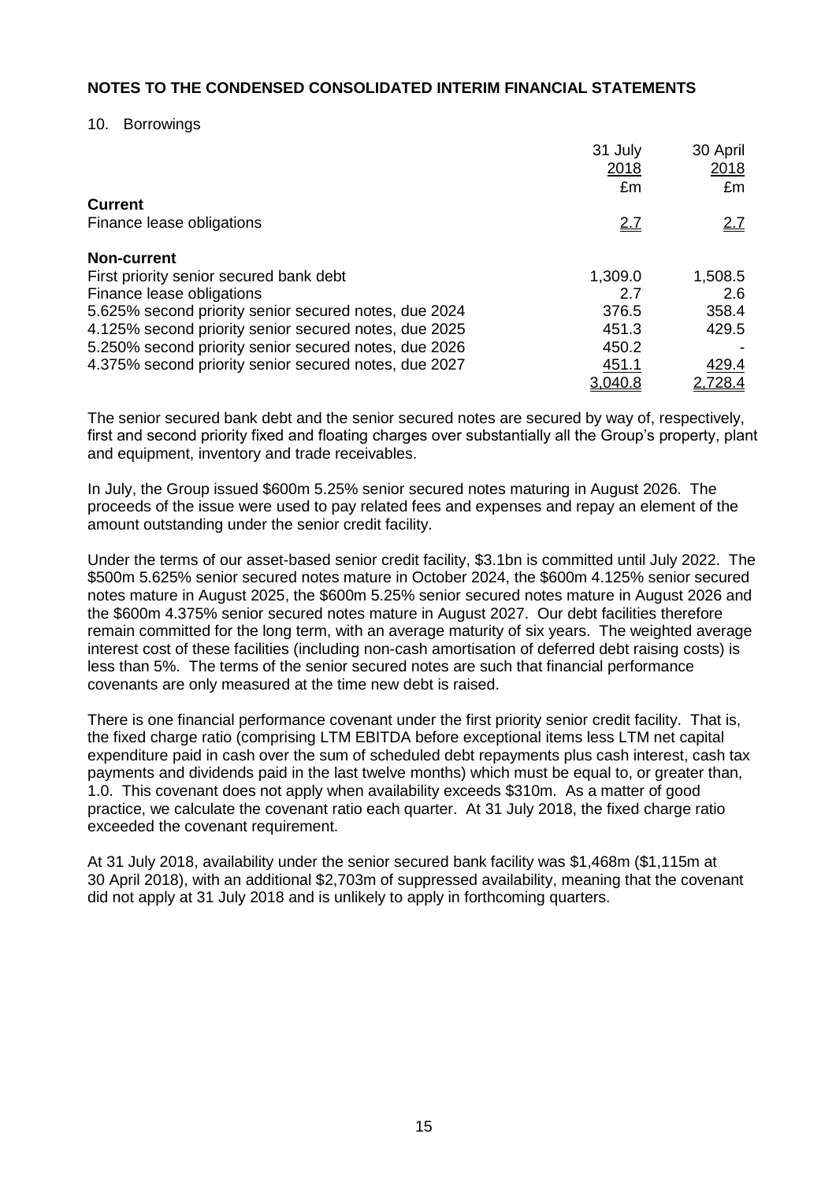**NOTES TO THE CONDENSED CONSOLIDATED INTERIM FINANCIAL STATEMENTS**

10. Borrowings

| | 31 July 2018 £m | 30 April 2018 £m |
|---|---|---|
| **Current** | | |
| Finance lease obligations | 2.7 | 2.7 |
| **Non-current** | | |
| First priority senior secured bank debt | 1,309.0 | 1,508.5 |
| Finance lease obligations | 2.7 | 2.6 |
| 5.625% second priority senior secured notes, due 2024 | 376.5 | 358.4 |
| 4.125% second priority senior secured notes, due 2025 | 451.3 | 429.5 |
| 5.250% second priority senior secured notes, due 2026 | 450.2 | - |
| 4.375% second priority senior secured notes, due 2027 | 451.1 | 429.4 |
| | 3,040.8 | 2,728.4 |

The senior secured bank debt and the senior secured notes are secured by way of, respectively, first and second priority fixed and floating charges over substantially all the Group's property, plant and equipment, inventory and trade receivables.

In July, the Group issued $600m 5.25% senior secured notes maturing in August 2026. The proceeds of the issue were used to pay related fees and expenses and repay an element of the amount outstanding under the senior credit facility.

Under the terms of our asset-based senior credit facility, $3.1bn is committed until July 2022. The $500m 5.625% senior secured notes mature in October 2024, the $600m 4.125% senior secured notes mature in August 2025, the $600m 5.25% senior secured notes mature in August 2026 and the $600m 4.375% senior secured notes mature in August 2027. Our debt facilities therefore remain committed for the long term, with an average maturity of six years. The weighted average interest cost of these facilities (including non-cash amortisation of deferred debt raising costs) is less than 5%. The terms of the senior secured notes are such that financial performance covenants are only measured at the time new debt is raised.

There is one financial performance covenant under the first priority senior credit facility. That is, the fixed charge ratio (comprising LTM EBITDA before exceptional items less LTM net capital expenditure paid in cash over the sum of scheduled debt repayments plus cash interest, cash tax payments and dividends paid in the last twelve months) which must be equal to, or greater than, 1.0. This covenant does not apply when availability exceeds $310m. As a matter of good practice, we calculate the covenant ratio each quarter. At 31 July 2018, the fixed charge ratio exceeded the covenant requirement.

At 31 July 2018, availability under the senior secured bank facility was $1,468m ($1,115m at 30 April 2018), with an additional $2,703m of suppressed availability, meaning that the covenant did not apply at 31 July 2018 and is unlikely to apply in forthcoming quarters.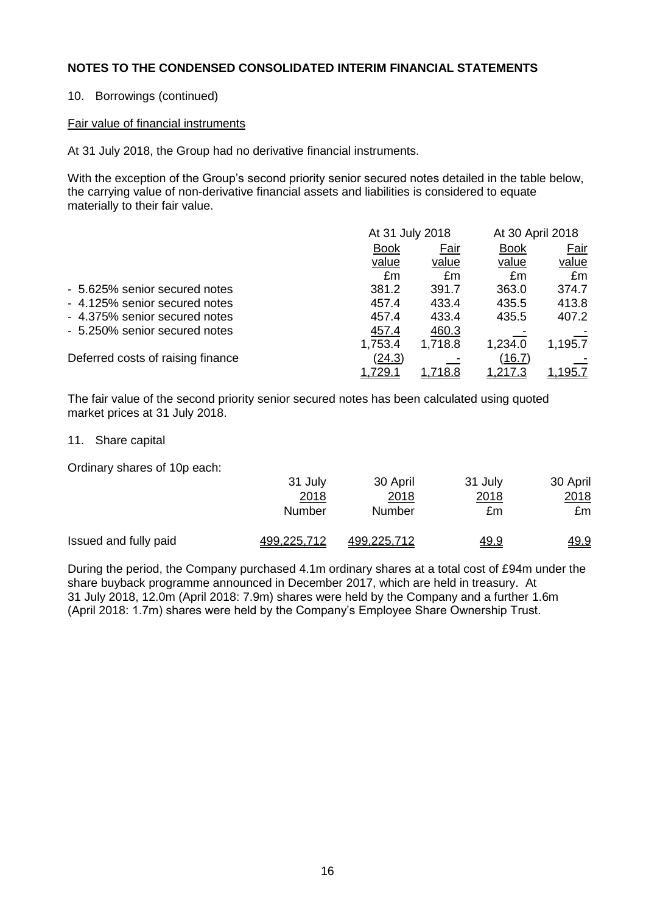## NOTES TO THE CONDENSED CONSOLIDATED INTERIM FINANCIAL STATEMENTS

10. Borrowings (continued)

### Fair value of financial instruments

At 31 July 2018, the Group had no derivative financial instruments.

With the exception of the Group's second priority senior secured notes detailed in the table below, the carrying value of non-derivative financial assets and liabilities is considered to equate materially to their fair value.

| | At 31 July 2018 | | At 30 April 2018 | |
|---|---|---|---|---|
| | Book value | Fair value | Book value | Fair value |
| | £m | £m | £m | £m |
| - 5.625% senior secured notes | 381.2 | 391.7 | 363.0 | 374.7 |
| - 4.125% senior secured notes | 457.4 | 433.4 | 435.5 | 413.8 |
| - 4.375% senior secured notes | 457.4 | 433.4 | 435.5 | 407.2 |
| - 5.250% senior secured notes | 457.4 | 460.3 | - | - |
| | 1,753.4 | 1,718.8 | 1,234.0 | 1,195.7 |
| Deferred costs of raising finance | (24.3) | - | (16.7) | - |
| | 1,729.1 | 1,718.8 | 1,217.3 | 1,195.7 |

The fair value of the second priority senior secured notes has been calculated using quoted market prices at 31 July 2018.

11. Share capital

Ordinary shares of 10p each:

| | 31 July 2018 | 30 April 2018 | 31 July 2018 | 30 April 2018 |
|---|---|---|---|---|
| | Number | Number | £m | £m |
| Issued and fully paid | 499,225,712 | 499,225,712 | 49.9 | 49.9 |

During the period, the Company purchased 4.1m ordinary shares at a total cost of £94m under the share buyback programme announced in December 2017, which are held in treasury. At 31 July 2018, 12.0m (April 2018: 7.9m) shares were held by the Company and a further 1.6m (April 2018: 1.7m) shares were held by the Company's Employee Share Ownership Trust.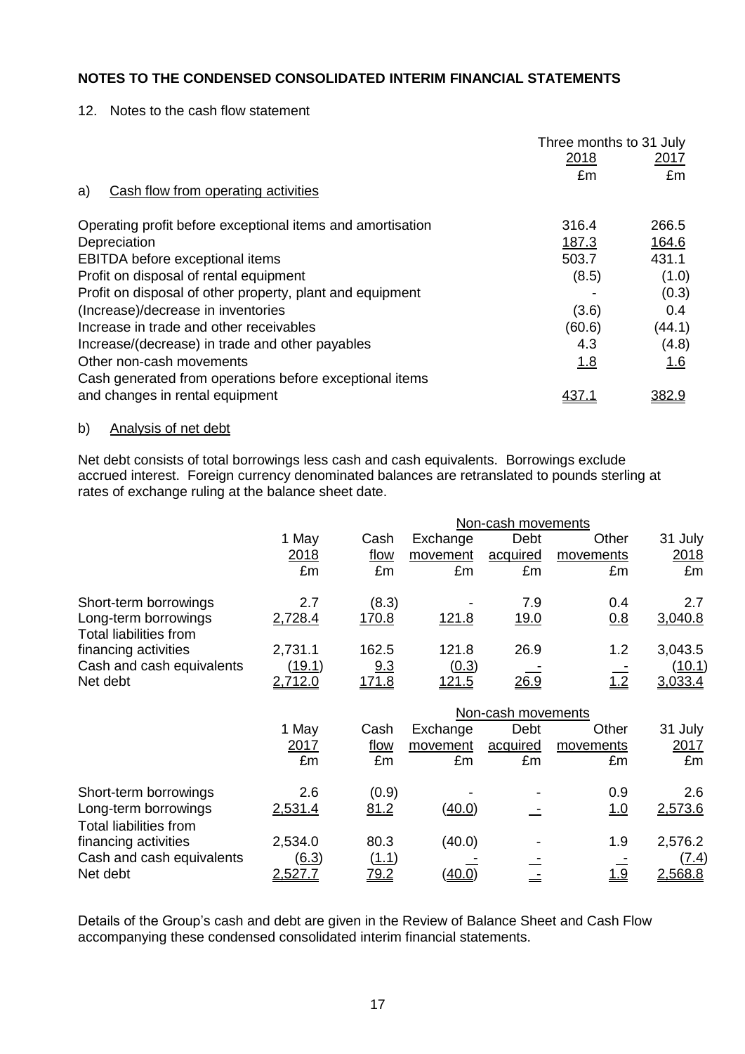## NOTES TO THE CONDENSED CONSOLIDATED INTERIM FINANCIAL STATEMENTS

12. Notes to the cash flow statement

| | Three months to 31 July | |
|---|---|---|
| | 2018 | 2017 |
| | £m | £m |
| a) Cash flow from operating activities | | |
| Operating profit before exceptional items and amortisation | 316.4 | 266.5 |
| Depreciation | 187.3 | 164.6 |
| EBITDA before exceptional items | 503.7 | 431.1 |
| Profit on disposal of rental equipment | (8.5) | (1.0) |
| Profit on disposal of other property, plant and equipment | - | (0.3) |
| (Increase)/decrease in inventories | (3.6) | 0.4 |
| Increase in trade and other receivables | (60.6) | (44.1) |
| Increase/(decrease) in trade and other payables | 4.3 | (4.8) |
| Other non-cash movements | 1.8 | 1.6 |
| Cash generated from operations before exceptional items and changes in rental equipment | 437.1 | 382.9 |

b) Analysis of net debt

Net debt consists of total borrowings less cash and cash equivalents. Borrowings exclude accrued interest. Foreign currency denominated balances are retranslated to pounds sterling at rates of exchange ruling at the balance sheet date.

| | | | Non-cash movements | | | |
|---|---|---|---|---|---|---|
| | 1 May 2018 | Cash flow | Exchange movement | Debt acquired | Other movements | 31 July 2018 |
| | £m | £m | £m | £m | £m | £m |
| Short-term borrowings | 2.7 | (8.3) | - | 7.9 | 0.4 | 2.7 |
| Long-term borrowings | 2,728.4 | 170.8 | 121.8 | 19.0 | 0.8 | 3,040.8 |
| Total liabilities from financing activities | 2,731.1 | 162.5 | 121.8 | 26.9 | 1.2 | 3,043.5 |
| Cash and cash equivalents | (19.1) | 9.3 | (0.3) | - | - | (10.1) |
| Net debt | 2,712.0 | 171.8 | 121.5 | 26.9 | 1.2 | 3,033.4 |

| | | | Non-cash movements | | | |
|---|---|---|---|---|---|---|
| | 1 May 2017 | Cash flow | Exchange movement | Debt acquired | Other movements | 31 July 2017 |
| | £m | £m | £m | £m | £m | £m |
| Short-term borrowings | 2.6 | (0.9) | - | - | 0.9 | 2.6 |
| Long-term borrowings | 2,531.4 | 81.2 | (40.0) | - | 1.0 | 2,573.6 |
| Total liabilities from financing activities | 2,534.0 | 80.3 | (40.0) | - | 1.9 | 2,576.2 |
| Cash and cash equivalents | (6.3) | (1.1) | - | - | - | (7.4) |
| Net debt | 2,527.7 | 79.2 | (40.0) | - | 1.9 | 2,568.8 |

Details of the Group's cash and debt are given in the Review of Balance Sheet and Cash Flow accompanying these condensed consolidated interim financial statements.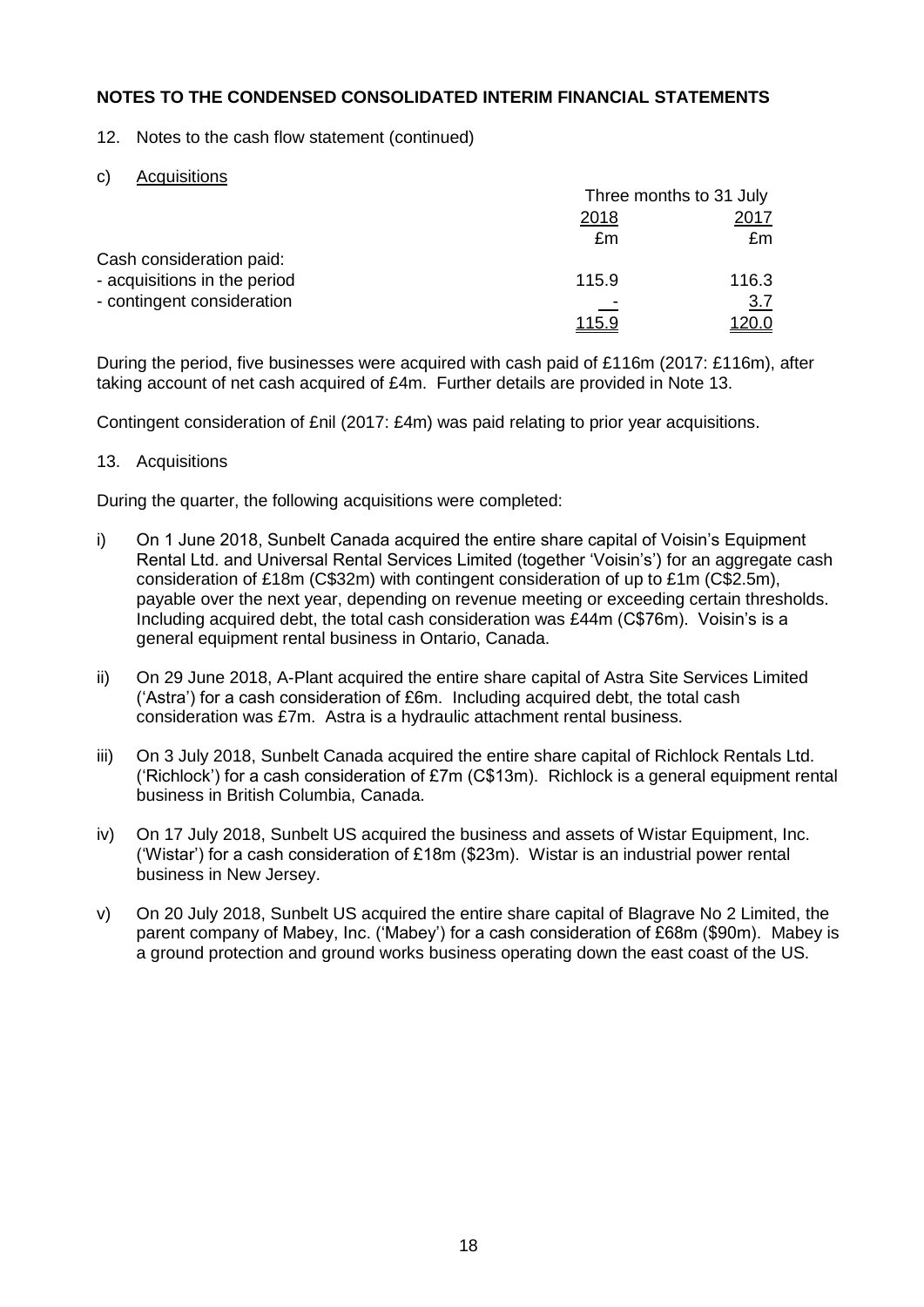## NOTES TO THE CONDENSED CONSOLIDATED INTERIM FINANCIAL STATEMENTS

12. Notes to the cash flow statement (continued)

c) Acquisitions

| | Three months to 31 July | |
|---|---|---|
| | 2018 | 2017 |
| | £m | £m |
| Cash consideration paid: | | |
| - acquisitions in the period | 115.9 | 116.3 |
| - contingent consideration | - | 3.7 |
| | 115.9 | 120.0 |

During the period, five businesses were acquired with cash paid of £116m (2017: £116m), after taking account of net cash acquired of £4m. Further details are provided in Note 13.

Contingent consideration of £nil (2017: £4m) was paid relating to prior year acquisitions.

13. Acquisitions

During the quarter, the following acquisitions were completed:

i) On 1 June 2018, Sunbelt Canada acquired the entire share capital of Voisin's Equipment Rental Ltd. and Universal Rental Services Limited (together 'Voisin's') for an aggregate cash consideration of £18m (C$32m) with contingent consideration of up to £1m (C$2.5m), payable over the next year, depending on revenue meeting or exceeding certain thresholds. Including acquired debt, the total cash consideration was £44m (C$76m). Voisin's is a general equipment rental business in Ontario, Canada.

ii) On 29 June 2018, A-Plant acquired the entire share capital of Astra Site Services Limited ('Astra') for a cash consideration of £6m. Including acquired debt, the total cash consideration was £7m. Astra is a hydraulic attachment rental business.

iii) On 3 July 2018, Sunbelt Canada acquired the entire share capital of Richlock Rentals Ltd. ('Richlock') for a cash consideration of £7m (C$13m). Richlock is a general equipment rental business in British Columbia, Canada.

iv) On 17 July 2018, Sunbelt US acquired the business and assets of Wistar Equipment, Inc. ('Wistar') for a cash consideration of £18m ($23m). Wistar is an industrial power rental business in New Jersey.

v) On 20 July 2018, Sunbelt US acquired the entire share capital of Blagrave No 2 Limited, the parent company of Mabey, Inc. ('Mabey') for a cash consideration of £68m ($90m). Mabey is a ground protection and ground works business operating down the east coast of the US.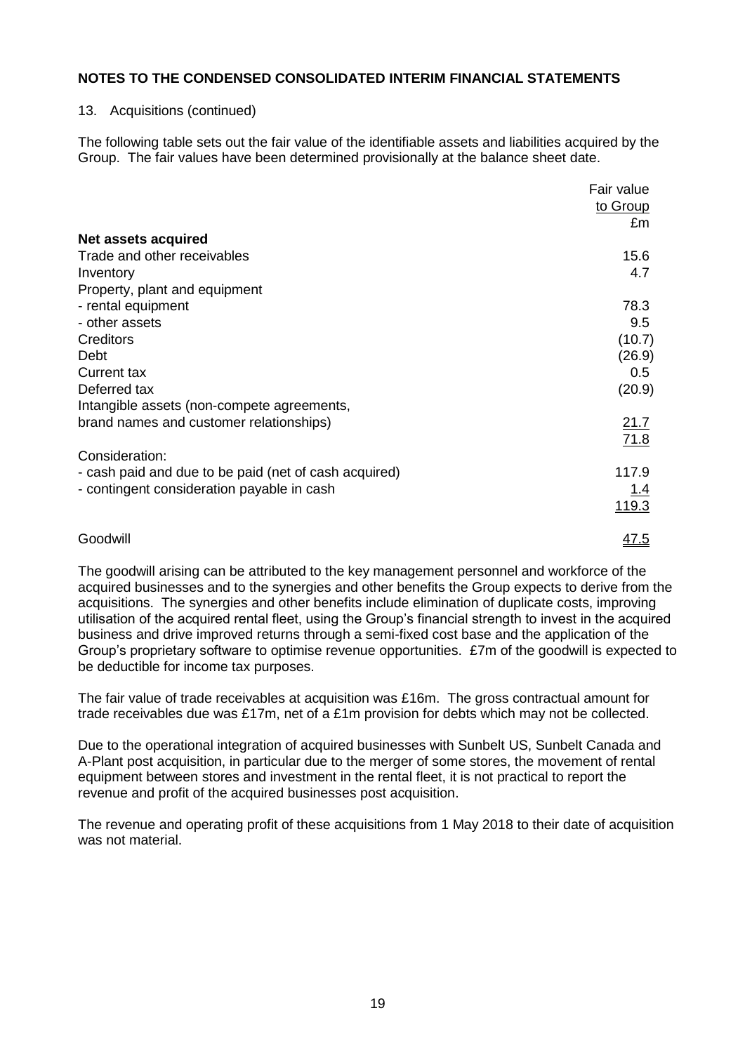## NOTES TO THE CONDENSED CONSOLIDATED INTERIM FINANCIAL STATEMENTS

13. Acquisitions (continued)

The following table sets out the fair value of the identifiable assets and liabilities acquired by the Group. The fair values have been determined provisionally at the balance sheet date.

| | Fair value to Group |
|---|---|
| | £m |
| **Net assets acquired** | |
| Trade and other receivables | 15.6 |
| Inventory | 4.7 |
| Property, plant and equipment | |
| - rental equipment | 78.3 |
| - other assets | 9.5 |
| Creditors | (10.7) |
| Debt | (26.9) |
| Current tax | 0.5 |
| Deferred tax | (20.9) |
| Intangible assets (non-compete agreements, brand names and customer relationships) | 21.7 |
| | 71.8 |
| Consideration: | |
| - cash paid and due to be paid (net of cash acquired) | 117.9 |
| - contingent consideration payable in cash | 1.4 |
| | 119.3 |
| Goodwill | 47.5 |

The goodwill arising can be attributed to the key management personnel and workforce of the acquired businesses and to the synergies and other benefits the Group expects to derive from the acquisitions. The synergies and other benefits include elimination of duplicate costs, improving utilisation of the acquired rental fleet, using the Group's financial strength to invest in the acquired business and drive improved returns through a semi-fixed cost base and the application of the Group's proprietary software to optimise revenue opportunities. £7m of the goodwill is expected to be deductible for income tax purposes.

The fair value of trade receivables at acquisition was £16m. The gross contractual amount for trade receivables due was £17m, net of a £1m provision for debts which may not be collected.

Due to the operational integration of acquired businesses with Sunbelt US, Sunbelt Canada and A-Plant post acquisition, in particular due to the merger of some stores, the movement of rental equipment between stores and investment in the rental fleet, it is not practical to report the revenue and profit of the acquired businesses post acquisition.

The revenue and operating profit of these acquisitions from 1 May 2018 to their date of acquisition was not material.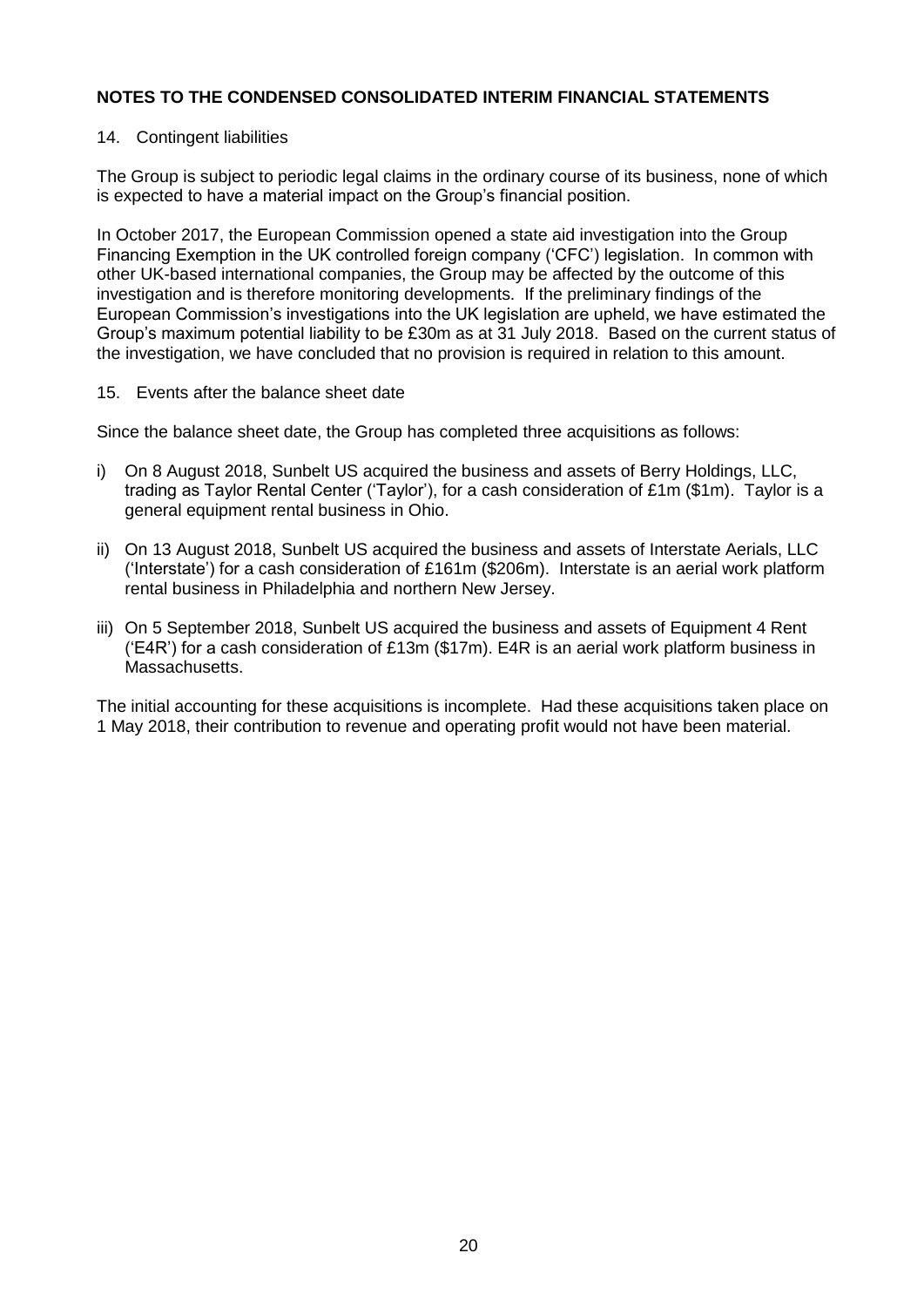**NOTES TO THE CONDENSED CONSOLIDATED INTERIM FINANCIAL STATEMENTS**

14. Contingent liabilities

The Group is subject to periodic legal claims in the ordinary course of its business, none of which is expected to have a material impact on the Group's financial position.

In October 2017, the European Commission opened a state aid investigation into the Group Financing Exemption in the UK controlled foreign company ('CFC') legislation. In common with other UK-based international companies, the Group may be affected by the outcome of this investigation and is therefore monitoring developments. If the preliminary findings of the European Commission's investigations into the UK legislation are upheld, we have estimated the Group's maximum potential liability to be £30m as at 31 July 2018. Based on the current status of the investigation, we have concluded that no provision is required in relation to this amount.

15. Events after the balance sheet date

Since the balance sheet date, the Group has completed three acquisitions as follows:

i) On 8 August 2018, Sunbelt US acquired the business and assets of Berry Holdings, LLC, trading as Taylor Rental Center ('Taylor'), for a cash consideration of £1m ($1m). Taylor is a general equipment rental business in Ohio.

ii) On 13 August 2018, Sunbelt US acquired the business and assets of Interstate Aerials, LLC ('Interstate') for a cash consideration of £161m ($206m). Interstate is an aerial work platform rental business in Philadelphia and northern New Jersey.

iii) On 5 September 2018, Sunbelt US acquired the business and assets of Equipment 4 Rent ('E4R') for a cash consideration of £13m ($17m). E4R is an aerial work platform business in Massachusetts.

The initial accounting for these acquisitions is incomplete. Had these acquisitions taken place on 1 May 2018, their contribution to revenue and operating profit would not have been material.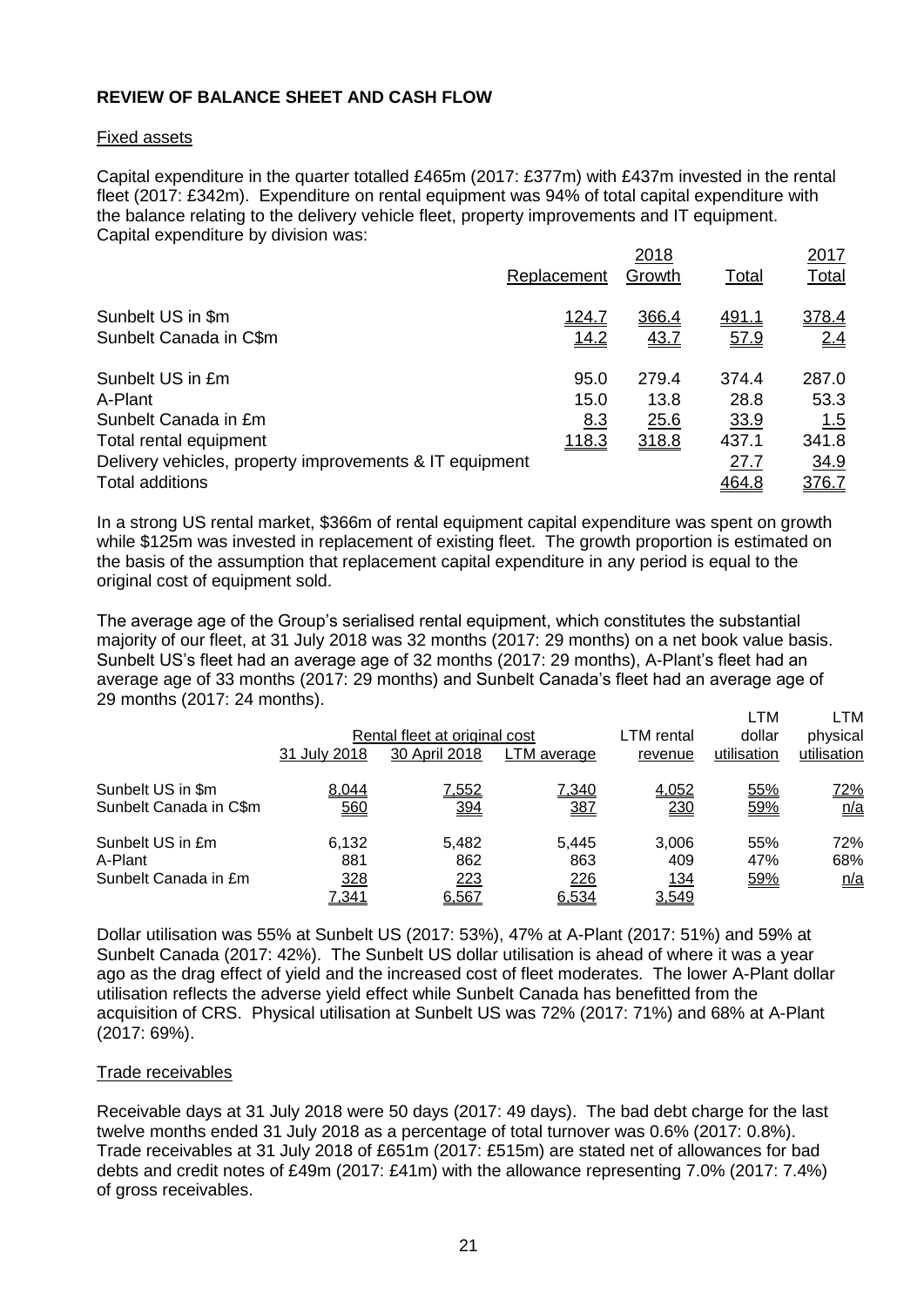**REVIEW OF BALANCE SHEET AND CASH FLOW**

Fixed assets

Capital expenditure in the quarter totalled £465m (2017: £377m) with £437m invested in the rental fleet (2017: £342m). Expenditure on rental equipment was 94% of total capital expenditure with the balance relating to the delivery vehicle fleet, property improvements and IT equipment. Capital expenditure by division was:

| | 2018 | | | 2017 |
|---|---|---|---|---|
| | Replacement | Growth | Total | Total |
| Sunbelt US in $m | 124.7 | 366.4 | 491.1 | 378.4 |
| Sunbelt Canada in C$m | 14.2 | 43.7 | 57.9 | 2.4 |
| | | | | |
| Sunbelt US in £m | 95.0 | 279.4 | 374.4 | 287.0 |
| A-Plant | 15.0 | 13.8 | 28.8 | 53.3 |
| Sunbelt Canada in £m | 8.3 | 25.6 | 33.9 | 1.5 |
| Total rental equipment | 118.3 | 318.8 | 437.1 | 341.8 |
| Delivery vehicles, property improvements & IT equipment | | | 27.7 | 34.9 |
| Total additions | | | 464.8 | 376.7 |

In a strong US rental market, $366m of rental equipment capital expenditure was spent on growth while $125m was invested in replacement of existing fleet. The growth proportion is estimated on the basis of the assumption that replacement capital expenditure in any period is equal to the original cost of equipment sold.

The average age of the Group's serialised rental equipment, which constitutes the substantial majority of our fleet, at 31 July 2018 was 32 months (2017: 29 months) on a net book value basis. Sunbelt US's fleet had an average age of 32 months (2017: 29 months), A-Plant's fleet had an average age of 33 months (2017: 29 months) and Sunbelt Canada's fleet had an average age of 29 months (2017: 24 months).

| | Rental fleet at original cost | | | LTM rental | LTM dollar | LTM physical |
|---|---|---|---|---|---|---|
| | 31 July 2018 | 30 April 2018 | LTM average | revenue | utilisation | utilisation |
| Sunbelt US in $m | 8,044 | 7,552 | 7,340 | 4,052 | 55% | 72% |
| Sunbelt Canada in C$m | 560 | 394 | 387 | 230 | 59% | n/a |
| | | | | | | |
| Sunbelt US in £m | 6,132 | 5,482 | 5,445 | 3,006 | 55% | 72% |
| A-Plant | 881 | 862 | 863 | 409 | 47% | 68% |
| Sunbelt Canada in £m | 328 | 223 | 226 | 134 | 59% | n/a |
| | 7,341 | 6,567 | 6,534 | 3,549 | | |

Dollar utilisation was 55% at Sunbelt US (2017: 53%), 47% at A-Plant (2017: 51%) and 59% at Sunbelt Canada (2017: 42%). The Sunbelt US dollar utilisation is ahead of where it was a year ago as the drag effect of yield and the increased cost of fleet moderates. The lower A-Plant dollar utilisation reflects the adverse yield effect while Sunbelt Canada has benefitted from the acquisition of CRS. Physical utilisation at Sunbelt US was 72% (2017: 71%) and 68% at A-Plant (2017: 69%).

Trade receivables

Receivable days at 31 July 2018 were 50 days (2017: 49 days). The bad debt charge for the last twelve months ended 31 July 2018 as a percentage of total turnover was 0.6% (2017: 0.8%). Trade receivables at 31 July 2018 of £651m (2017: £515m) are stated net of allowances for bad debts and credit notes of £49m (2017: £41m) with the allowance representing 7.0% (2017: 7.4%) of gross receivables.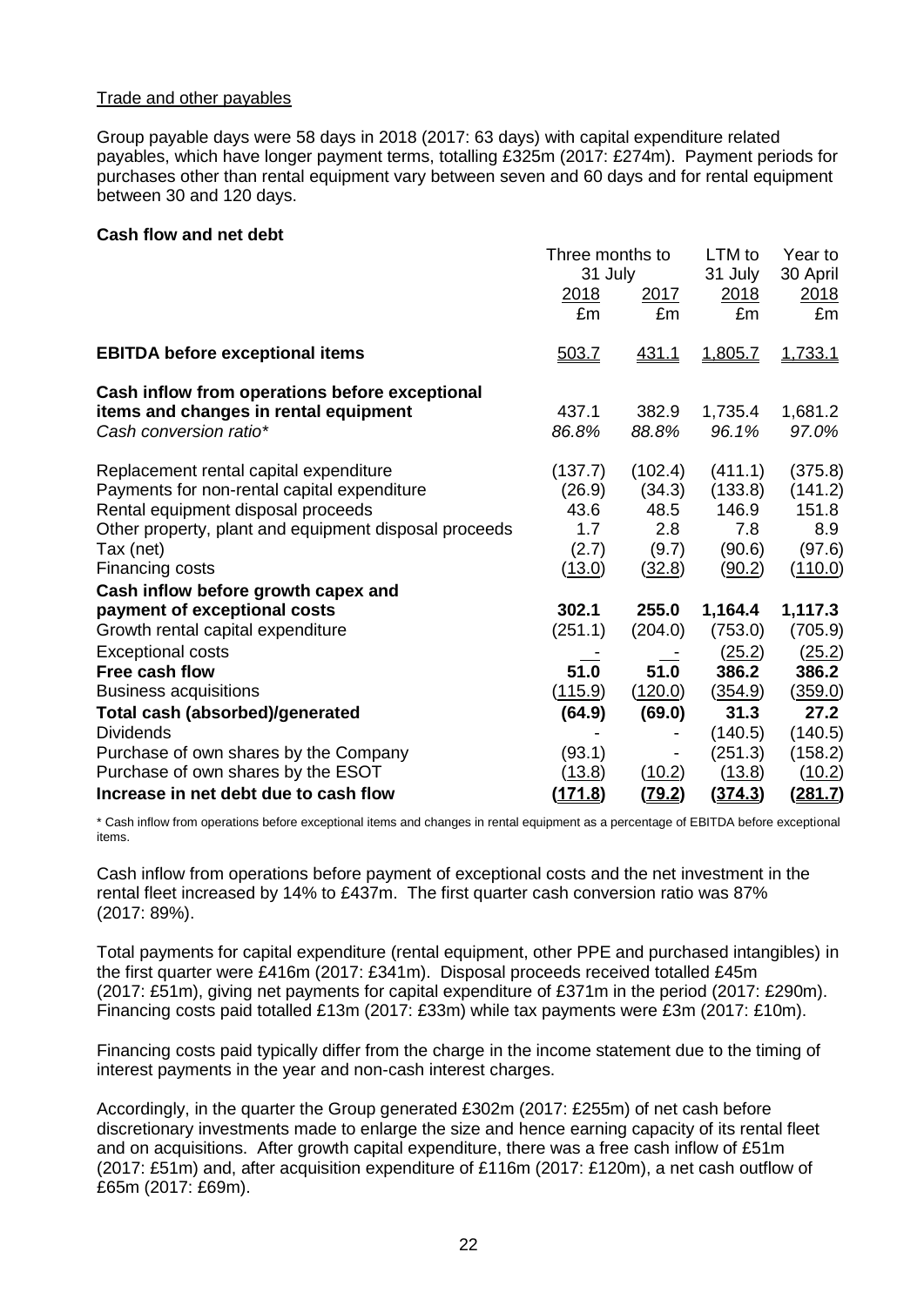Trade and other payables

Group payable days were 58 days in 2018 (2017: 63 days) with capital expenditure related payables, which have longer payment terms, totalling £325m (2017: £274m). Payment periods for purchases other than rental equipment vary between seven and 60 days and for rental equipment between 30 and 120 days.

**Cash flow and net debt**

| | Three months to 31 July | | LTM to 31 July | Year to 30 April |
|---|---|---|---|---|
| | 2018 | 2017 | 2018 | 2018 |
| | £m | £m | £m | £m |
| **EBITDA before exceptional items** | 503.7 | 431.1 | 1,805.7 | 1,733.1 |
| **Cash inflow from operations before exceptional items and changes in rental equipment** | 437.1 | 382.9 | 1,735.4 | 1,681.2 |
| *Cash conversion ratio** | *86.8%* | *88.8%* | *96.1%* | *97.0%* |
| Replacement rental capital expenditure | (137.7) | (102.4) | (411.1) | (375.8) |
| Payments for non-rental capital expenditure | (26.9) | (34.3) | (133.8) | (141.2) |
| Rental equipment disposal proceeds | 43.6 | 48.5 | 146.9 | 151.8 |
| Other property, plant and equipment disposal proceeds | 1.7 | 2.8 | 7.8 | 8.9 |
| Tax (net) | (2.7) | (9.7) | (90.6) | (97.6) |
| Financing costs | (13.0) | (32.8) | (90.2) | (110.0) |
| **Cash inflow before growth capex and payment of exceptional costs** | **302.1** | **255.0** | **1,164.4** | **1,117.3** |
| Growth rental capital expenditure | (251.1) | (204.0) | (753.0) | (705.9) |
| Exceptional costs | - | - | (25.2) | (25.2) |
| **Free cash flow** | **51.0** | **51.0** | **386.2** | **386.2** |
| Business acquisitions | (115.9) | (120.0) | (354.9) | (359.0) |
| **Total cash (absorbed)/generated** | **(64.9)** | **(69.0)** | **31.3** | **27.2** |
| Dividends | - | - | (140.5) | (140.5) |
| Purchase of own shares by the Company | (93.1) | - | (251.3) | (158.2) |
| Purchase of own shares by the ESOT | (13.8) | (10.2) | (13.8) | (10.2) |
| **Increase in net debt due to cash flow** | **(171.8)** | **(79.2)** | **(374.3)** | **(281.7)** |

\* Cash inflow from operations before exceptional items and changes in rental equipment as a percentage of EBITDA before exceptional items.

Cash inflow from operations before payment of exceptional costs and the net investment in the rental fleet increased by 14% to £437m. The first quarter cash conversion ratio was 87% (2017: 89%).

Total payments for capital expenditure (rental equipment, other PPE and purchased intangibles) in the first quarter were £416m (2017: £341m). Disposal proceeds received totalled £45m (2017: £51m), giving net payments for capital expenditure of £371m in the period (2017: £290m). Financing costs paid totalled £13m (2017: £33m) while tax payments were £3m (2017: £10m).

Financing costs paid typically differ from the charge in the income statement due to the timing of interest payments in the year and non-cash interest charges.

Accordingly, in the quarter the Group generated £302m (2017: £255m) of net cash before discretionary investments made to enlarge the size and hence earning capacity of its rental fleet and on acquisitions. After growth capital expenditure, there was a free cash inflow of £51m (2017: £51m) and, after acquisition expenditure of £116m (2017: £120m), a net cash outflow of £65m (2017: £69m).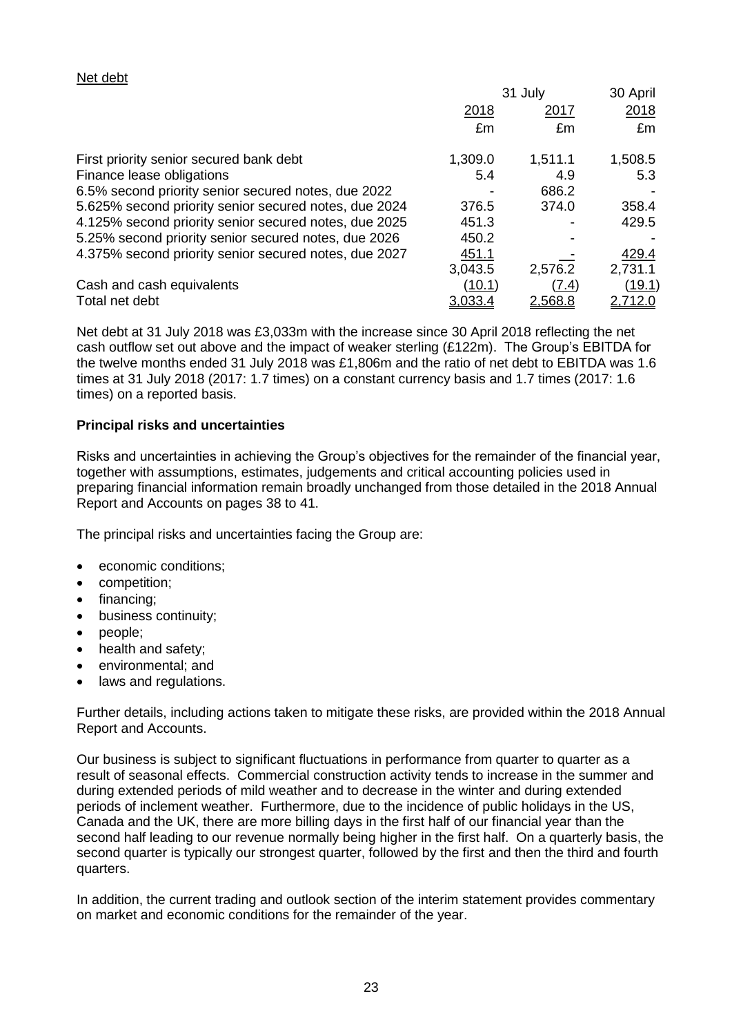Net debt

| | 31 July | | 30 April |
|---|---|---|---|
| | 2018 | 2017 | 2018 |
| | £m | £m | £m |
| First priority senior secured bank debt | 1,309.0 | 1,511.1 | 1,508.5 |
| Finance lease obligations | 5.4 | 4.9 | 5.3 |
| 6.5% second priority senior secured notes, due 2022 | - | 686.2 | - |
| 5.625% second priority senior secured notes, due 2024 | 376.5 | 374.0 | 358.4 |
| 4.125% second priority senior secured notes, due 2025 | 451.3 | - | 429.5 |
| 5.25% second priority senior secured notes, due 2026 | 450.2 | - | - |
| 4.375% second priority senior secured notes, due 2027 | 451.1 | - | 429.4 |
| | 3,043.5 | 2,576.2 | 2,731.1 |
| Cash and cash equivalents | (10.1) | (7.4) | (19.1) |
| Total net debt | 3,033.4 | 2,568.8 | 2,712.0 |

Net debt at 31 July 2018 was £3,033m with the increase since 30 April 2018 reflecting the net cash outflow set out above and the impact of weaker sterling (£122m). The Group's EBITDA for the twelve months ended 31 July 2018 was £1,806m and the ratio of net debt to EBITDA was 1.6 times at 31 July 2018 (2017: 1.7 times) on a constant currency basis and 1.7 times (2017: 1.6 times) on a reported basis.

**Principal risks and uncertainties**

Risks and uncertainties in achieving the Group's objectives for the remainder of the financial year, together with assumptions, estimates, judgements and critical accounting policies used in preparing financial information remain broadly unchanged from those detailed in the 2018 Annual Report and Accounts on pages 38 to 41.

The principal risks and uncertainties facing the Group are:

- economic conditions;
- competition;
- financing;
- business continuity;
- people;
- health and safety;
- environmental; and
- laws and regulations.

Further details, including actions taken to mitigate these risks, are provided within the 2018 Annual Report and Accounts.

Our business is subject to significant fluctuations in performance from quarter to quarter as a result of seasonal effects. Commercial construction activity tends to increase in the summer and during extended periods of mild weather and to decrease in the winter and during extended periods of inclement weather. Furthermore, due to the incidence of public holidays in the US, Canada and the UK, there are more billing days in the first half of our financial year than the second half leading to our revenue normally being higher in the first half. On a quarterly basis, the second quarter is typically our strongest quarter, followed by the first and then the third and fourth quarters.

In addition, the current trading and outlook section of the interim statement provides commentary on market and economic conditions for the remainder of the year.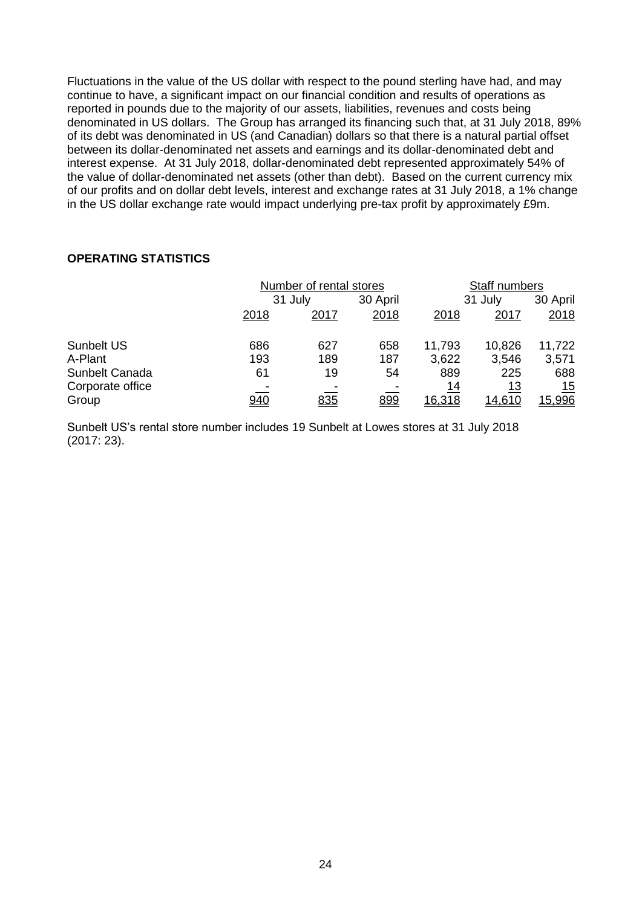Fluctuations in the value of the US dollar with respect to the pound sterling have had, and may continue to have, a significant impact on our financial condition and results of operations as reported in pounds due to the majority of our assets, liabilities, revenues and costs being denominated in US dollars. The Group has arranged its financing such that, at 31 July 2018, 89% of its debt was denominated in US (and Canadian) dollars so that there is a natural partial offset between its dollar-denominated net assets and earnings and its dollar-denominated debt and interest expense. At 31 July 2018, dollar-denominated debt represented approximately 54% of the value of dollar-denominated net assets (other than debt). Based on the current currency mix of our profits and on dollar debt levels, interest and exchange rates at 31 July 2018, a 1% change in the US dollar exchange rate would impact underlying pre-tax profit by approximately £9m.

## OPERATING STATISTICS

| | Number of rental stores | | | Staff numbers | | |
|---|---|---|---|---|---|---|
| | 31 July | | 30 April | 31 July | | 30 April |
| | 2018 | 2017 | 2018 | 2018 | 2017 | 2018 |
| Sunbelt US | 686 | 627 | 658 | 11,793 | 10,826 | 11,722 |
| A-Plant | 193 | 189 | 187 | 3,622 | 3,546 | 3,571 |
| Sunbelt Canada | 61 | 19 | 54 | 889 | 225 | 688 |
| Corporate office | - | - | - | 14 | 13 | 15 |
| Group | 940 | 835 | 899 | 16,318 | 14,610 | 15,996 |

Sunbelt US's rental store number includes 19 Sunbelt at Lowes stores at 31 July 2018 (2017: 23).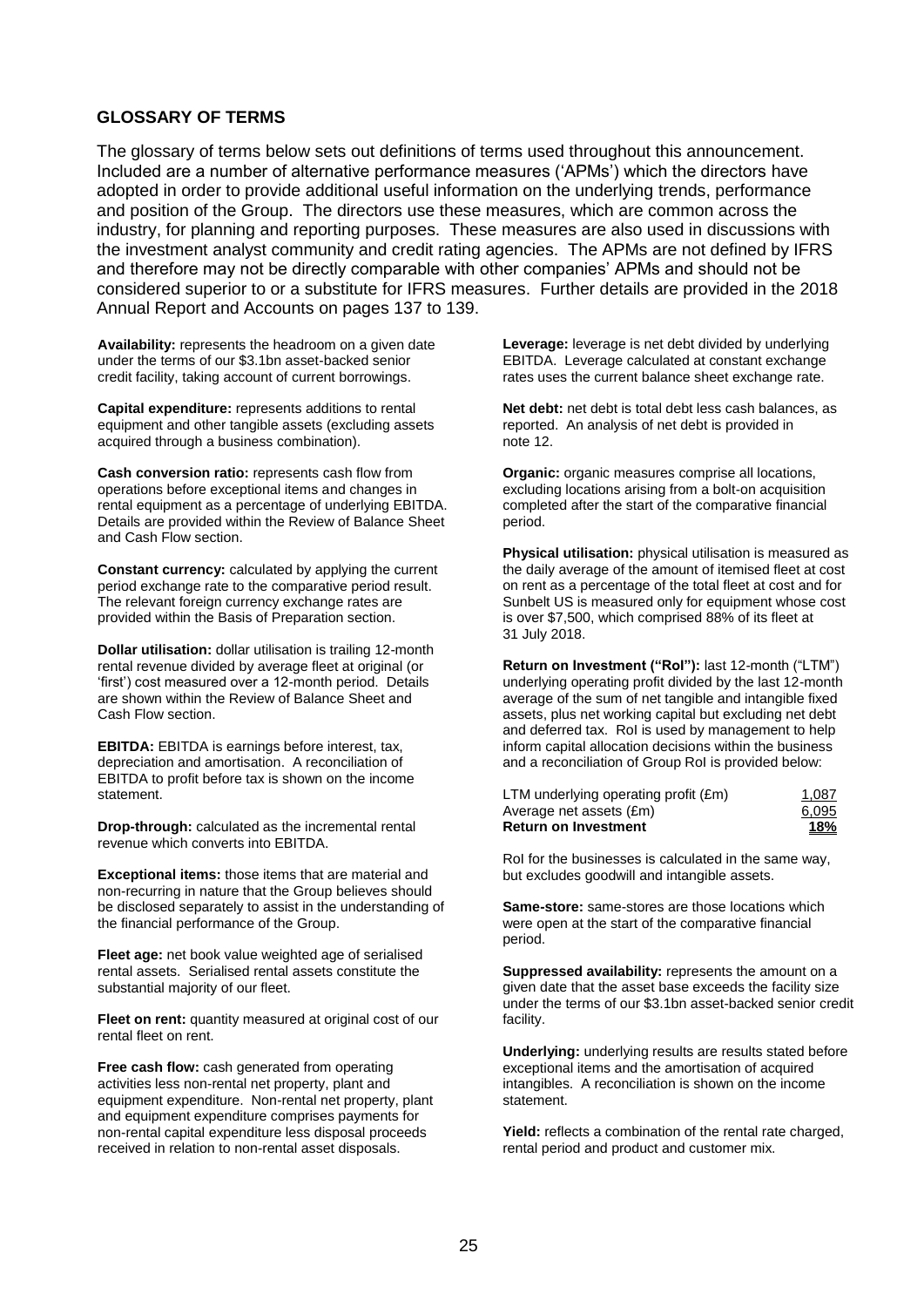## GLOSSARY OF TERMS

The glossary of terms below sets out definitions of terms used throughout this announcement. Included are a number of alternative performance measures ('APMs') which the directors have adopted in order to provide additional useful information on the underlying trends, performance and position of the Group. The directors use these measures, which are common across the industry, for planning and reporting purposes. These measures are also used in discussions with the investment analyst community and credit rating agencies. The APMs are not defined by IFRS and therefore may not be directly comparable with other companies' APMs and should not be considered superior to or a substitute for IFRS measures. Further details are provided in the 2018 Annual Report and Accounts on pages 137 to 139.

**Availability:** represents the headroom on a given date under the terms of our \$3.1bn asset-backed senior credit facility, taking account of current borrowings.

**Capital expenditure:** represents additions to rental equipment and other tangible assets (excluding assets acquired through a business combination).

**Cash conversion ratio:** represents cash flow from operations before exceptional items and changes in rental equipment as a percentage of underlying EBITDA. Details are provided within the Review of Balance Sheet and Cash Flow section.

**Constant currency:** calculated by applying the current period exchange rate to the comparative period result. The relevant foreign currency exchange rates are provided within the Basis of Preparation section.

**Dollar utilisation:** dollar utilisation is trailing 12-month rental revenue divided by average fleet at original (or 'first') cost measured over a 12-month period. Details are shown within the Review of Balance Sheet and Cash Flow section.

**EBITDA:** EBITDA is earnings before interest, tax, depreciation and amortisation. A reconciliation of EBITDA to profit before tax is shown on the income statement.

**Drop-through:** calculated as the incremental rental revenue which converts into EBITDA.

**Exceptional items:** those items that are material and non-recurring in nature that the Group believes should be disclosed separately to assist in the understanding of the financial performance of the Group.

**Fleet age:** net book value weighted age of serialised rental assets. Serialised rental assets constitute the substantial majority of our fleet.

**Fleet on rent:** quantity measured at original cost of our rental fleet on rent.

**Free cash flow:** cash generated from operating activities less non-rental net property, plant and equipment expenditure. Non-rental net property, plant and equipment expenditure comprises payments for non-rental capital expenditure less disposal proceeds received in relation to non-rental asset disposals.

**Leverage:** leverage is net debt divided by underlying EBITDA. Leverage calculated at constant exchange rates uses the current balance sheet exchange rate.

**Net debt:** net debt is total debt less cash balances, as reported. An analysis of net debt is provided in note 12.

**Organic:** organic measures comprise all locations, excluding locations arising from a bolt-on acquisition completed after the start of the comparative financial period.

**Physical utilisation:** physical utilisation is measured as the daily average of the amount of itemised fleet at cost on rent as a percentage of the total fleet at cost and for Sunbelt US is measured only for equipment whose cost is over \$7,500, which comprised 88% of its fleet at 31 July 2018.

**Return on Investment ("RoI"):** last 12-month ("LTM") underlying operating profit divided by the last 12-month average of the sum of net tangible and intangible fixed assets, plus net working capital but excluding net debt and deferred tax. RoI is used by management to help inform capital allocation decisions within the business and a reconciliation of Group RoI is provided below:

| | |
|---|---|
| LTM underlying operating profit (£m) | 1,087 |
| Average net assets (£m) | 6,095 |
| **Return on Investment** | **18%** |

RoI for the businesses is calculated in the same way, but excludes goodwill and intangible assets.

**Same-store:** same-stores are those locations which were open at the start of the comparative financial period.

**Suppressed availability:** represents the amount on a given date that the asset base exceeds the facility size under the terms of our \$3.1bn asset-backed senior credit facility.

**Underlying:** underlying results are results stated before exceptional items and the amortisation of acquired intangibles. A reconciliation is shown on the income statement.

**Yield:** reflects a combination of the rental rate charged, rental period and product and customer mix.